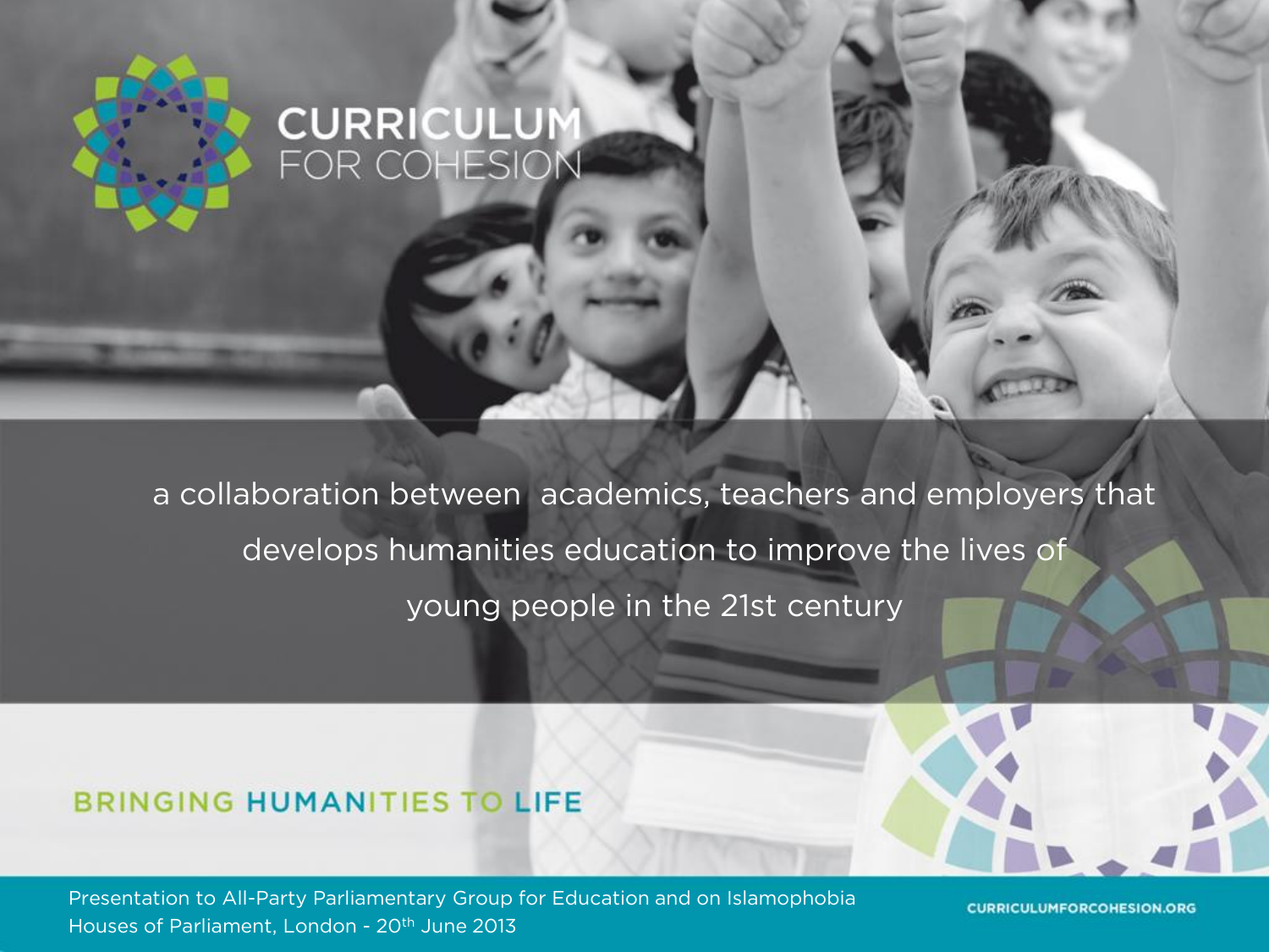# CURRICULUM FOR COHESION

a collaboration between academics, teachers and employers that develops humanities education to improve the lives of young people in the 21st century

BRINGING HUMANITIES TO LIFE

Presentation to All-Party Parliamentary Group for Education and on Islamophobia
Houses of Parliament, London - 20th June 2013

CURRICULUMFORCOHESION.ORG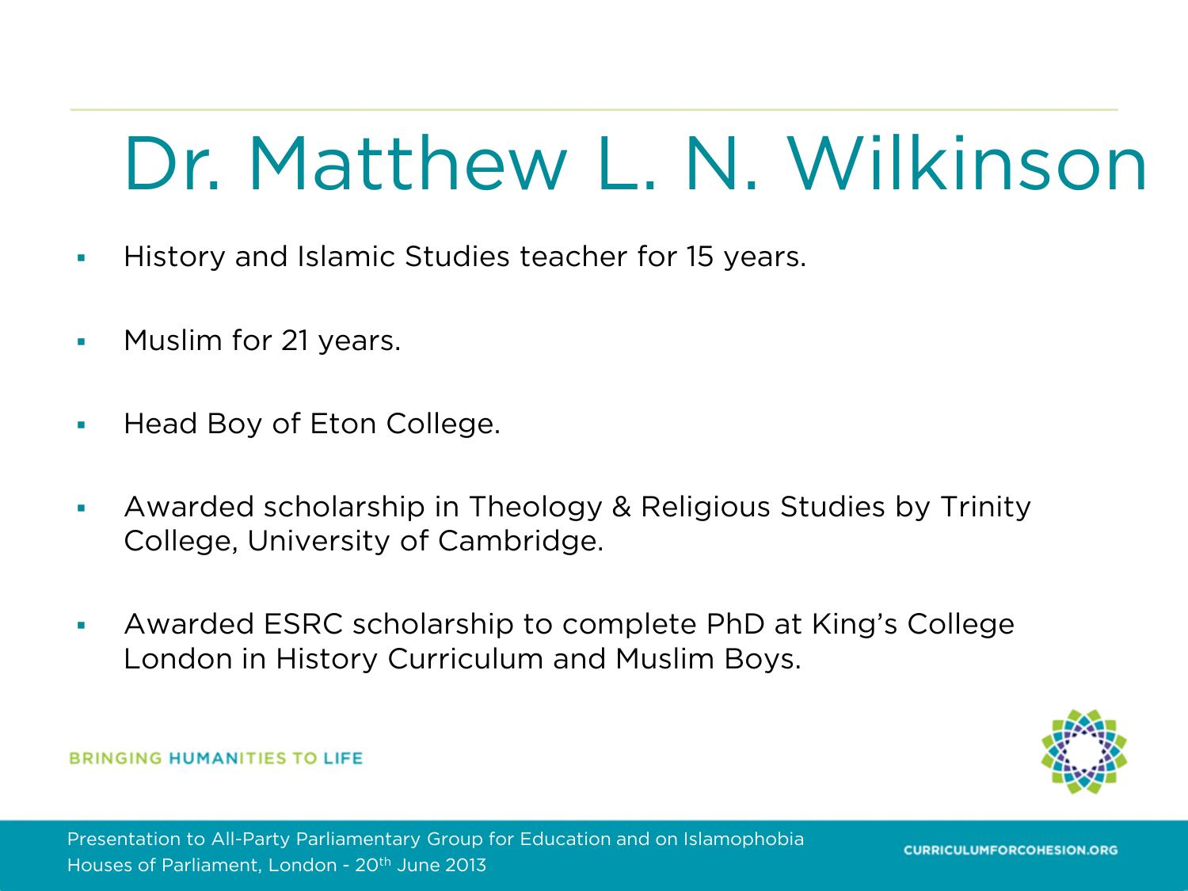# Dr. Matthew L. N. Wilkinson

- History and Islamic Studies teacher for 15 years.
- Muslim for 21 years.
- Head Boy of Eton College.
- Awarded scholarship in Theology & Religious Studies by Trinity College, University of Cambridge.
- Awarded ESRC scholarship to complete PhD at King's College London in History Curriculum and Muslim Boys.

BRINGING HUMANITIES TO LIFE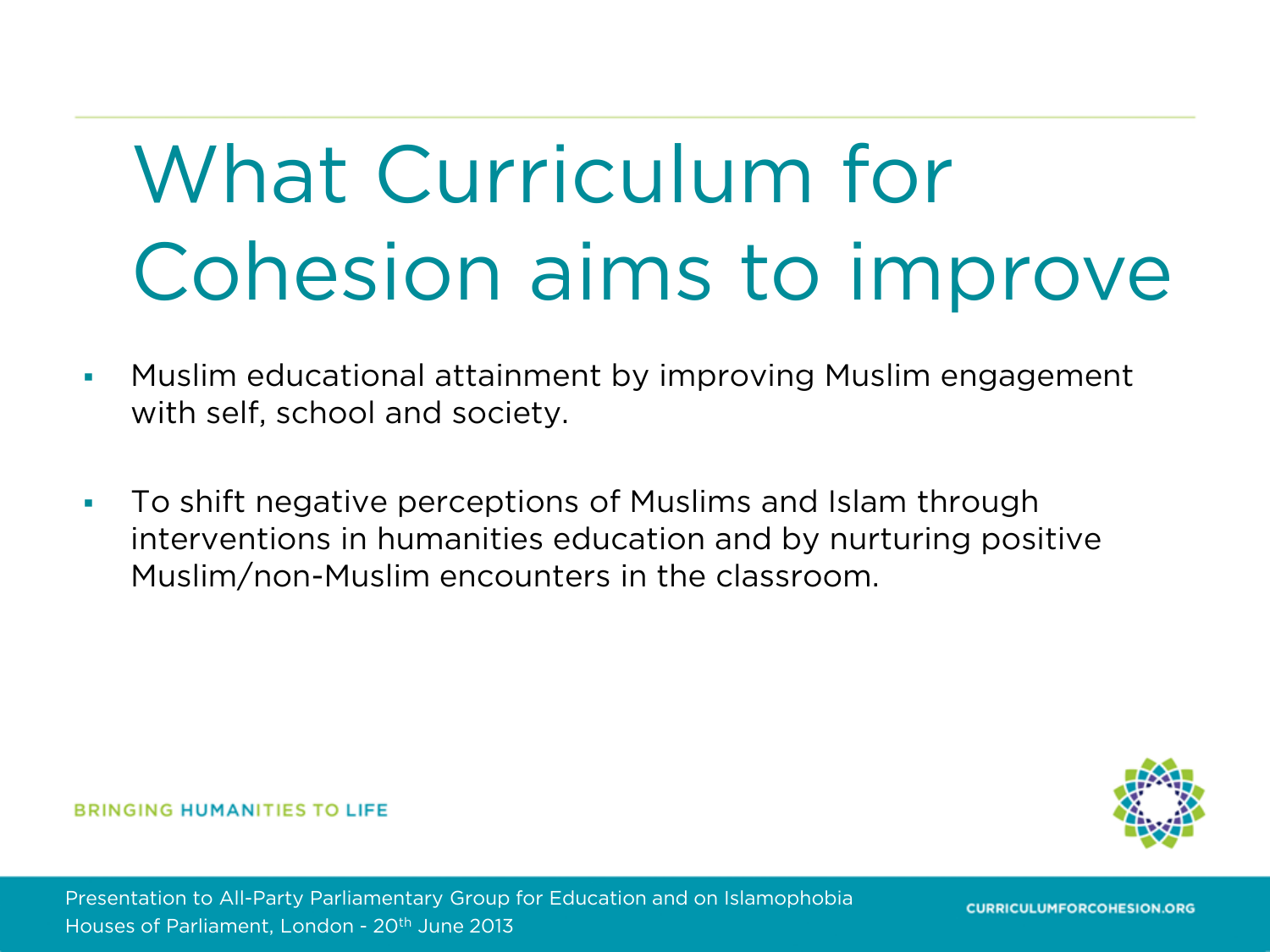# What Curriculum for Cohesion aims to improve

- Muslim educational attainment by improving Muslim engagement with self, school and society.
- To shift negative perceptions of Muslims and Islam through interventions in humanities education and by nurturing positive Muslim/non-Muslim encounters in the classroom.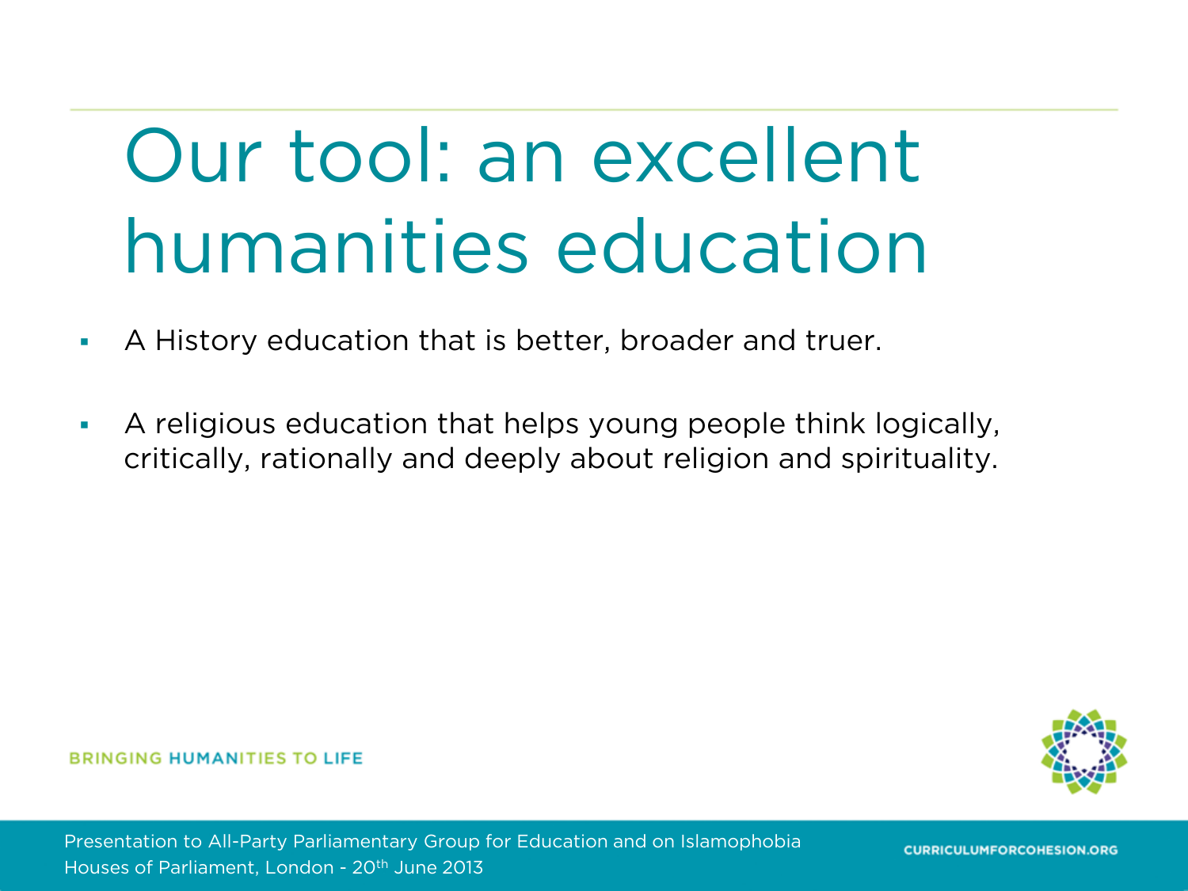# Our tool: an excellent humanities education

- A History education that is better, broader and truer.
- A religious education that helps young people think logically, critically, rationally and deeply about religion and spirituality.

BRINGING HUMANITIES TO LIFE

Presentation to All-Party Parliamentary Group for Education and on Islamophobia
Houses of Parliament, London - 20th June 2013

CURRICULUMFORCOHESION.ORG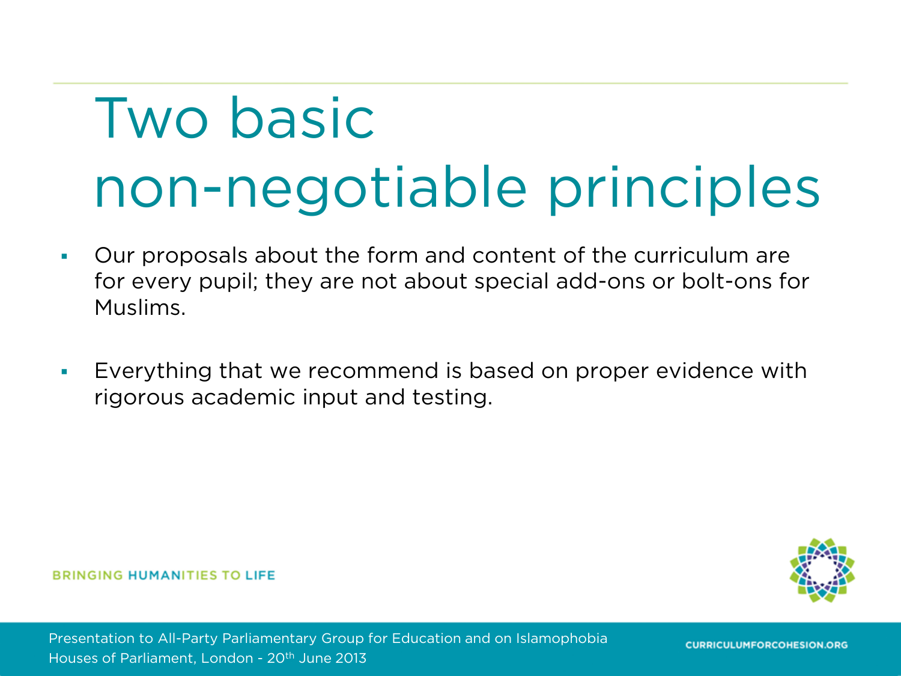# Two basic non-negotiable principles

- Our proposals about the form and content of the curriculum are for every pupil; they are not about special add-ons or bolt-ons for Muslims.

- Everything that we recommend is based on proper evidence with rigorous academic input and testing.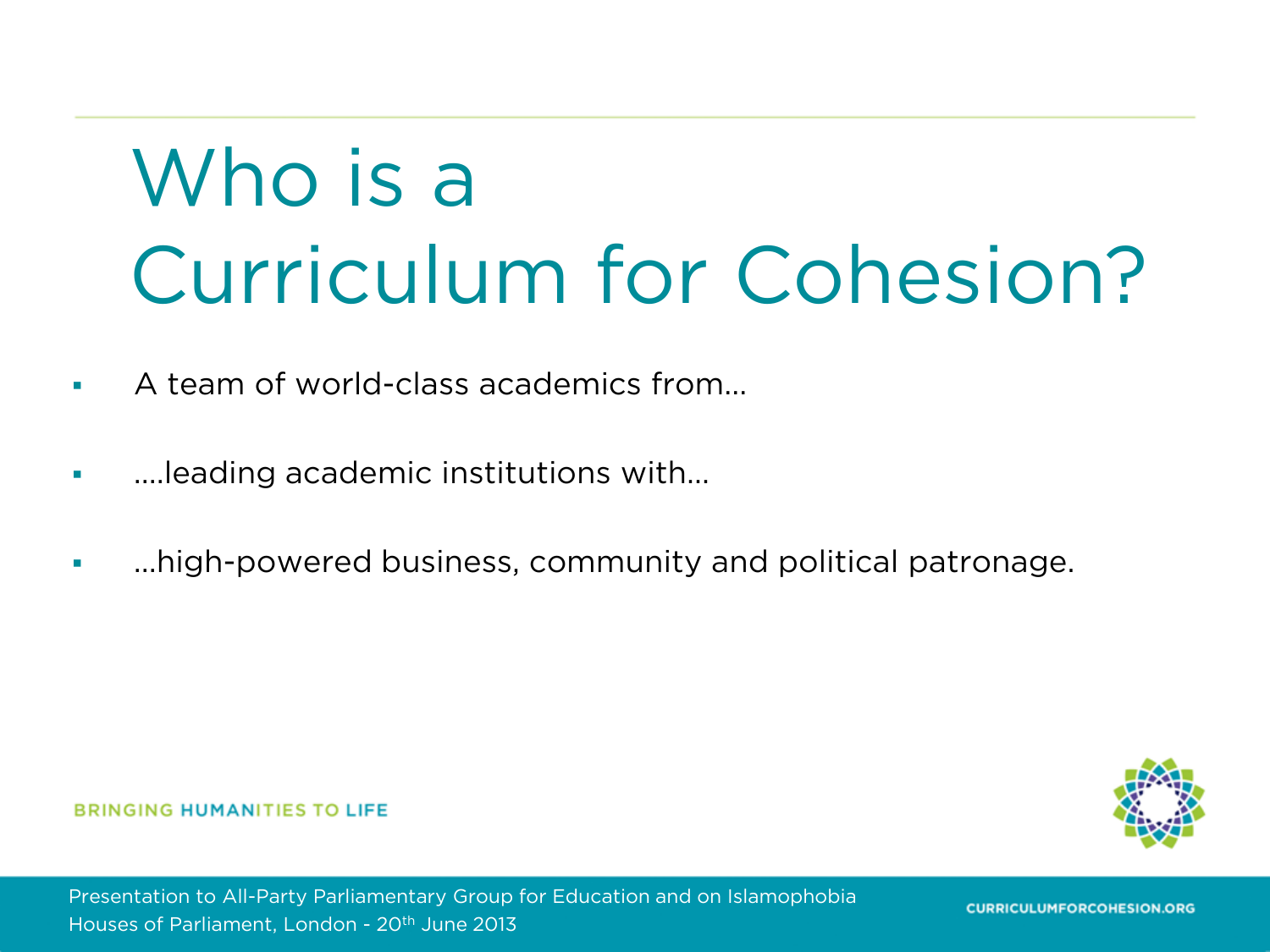# Who is a Curriculum for Cohesion?

- A team of world-class academics from…
- ….leading academic institutions with…
- …high-powered business, community and political patronage.

BRINGING HUMANITIES TO LIFE

Presentation to All-Party Parliamentary Group for Education and on Islamophobia
Houses of Parliament, London - 20th June 2013

CURRICULUMFORCOHESION.ORG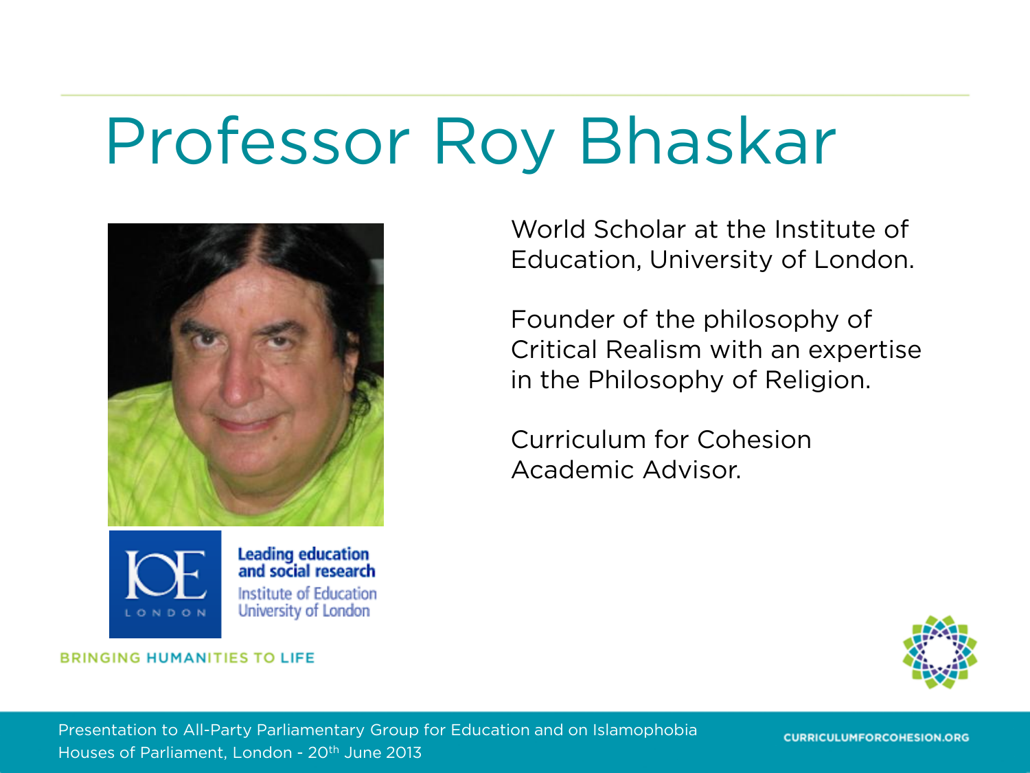# Professor Roy Bhaskar

World Scholar at the Institute of Education, University of London.

Founder of the philosophy of Critical Realism with an expertise in the Philosophy of Religion.

Curriculum for Cohesion Academic Advisor.

Leading education and social research
Institute of Education
University of London

BRINGING HUMANITIES TO LIFE

Presentation to All-Party Parliamentary Group for Education and on Islamophobia
Houses of Parliament, London - 20th June 2013

CURRICULUMFORCOHESION.ORG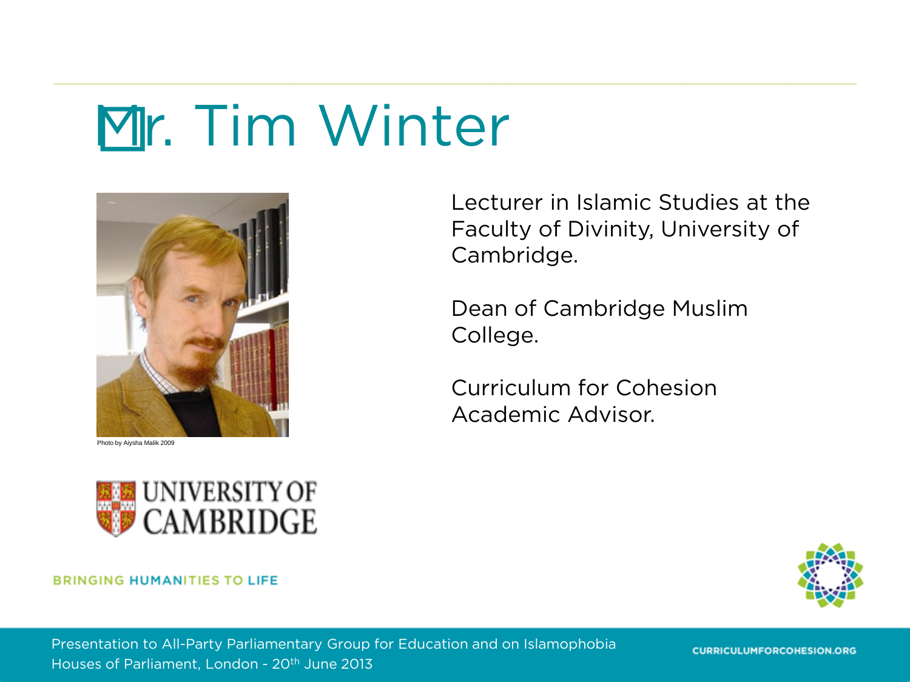# Mr. Tim Winter

Photo by Aiysha Malik 2009

Lecturer in Islamic Studies at the Faculty of Divinity, University of Cambridge.

Dean of Cambridge Muslim College.

Curriculum for Cohesion Academic Advisor.

UNIVERSITY OF CAMBRIDGE

BRINGING HUMANITIES TO LIFE

Presentation to All-Party Parliamentary Group for Education and on Islamophobia
Houses of Parliament, London - 20th June 2013

CURRICULUMFORCOHESION.ORG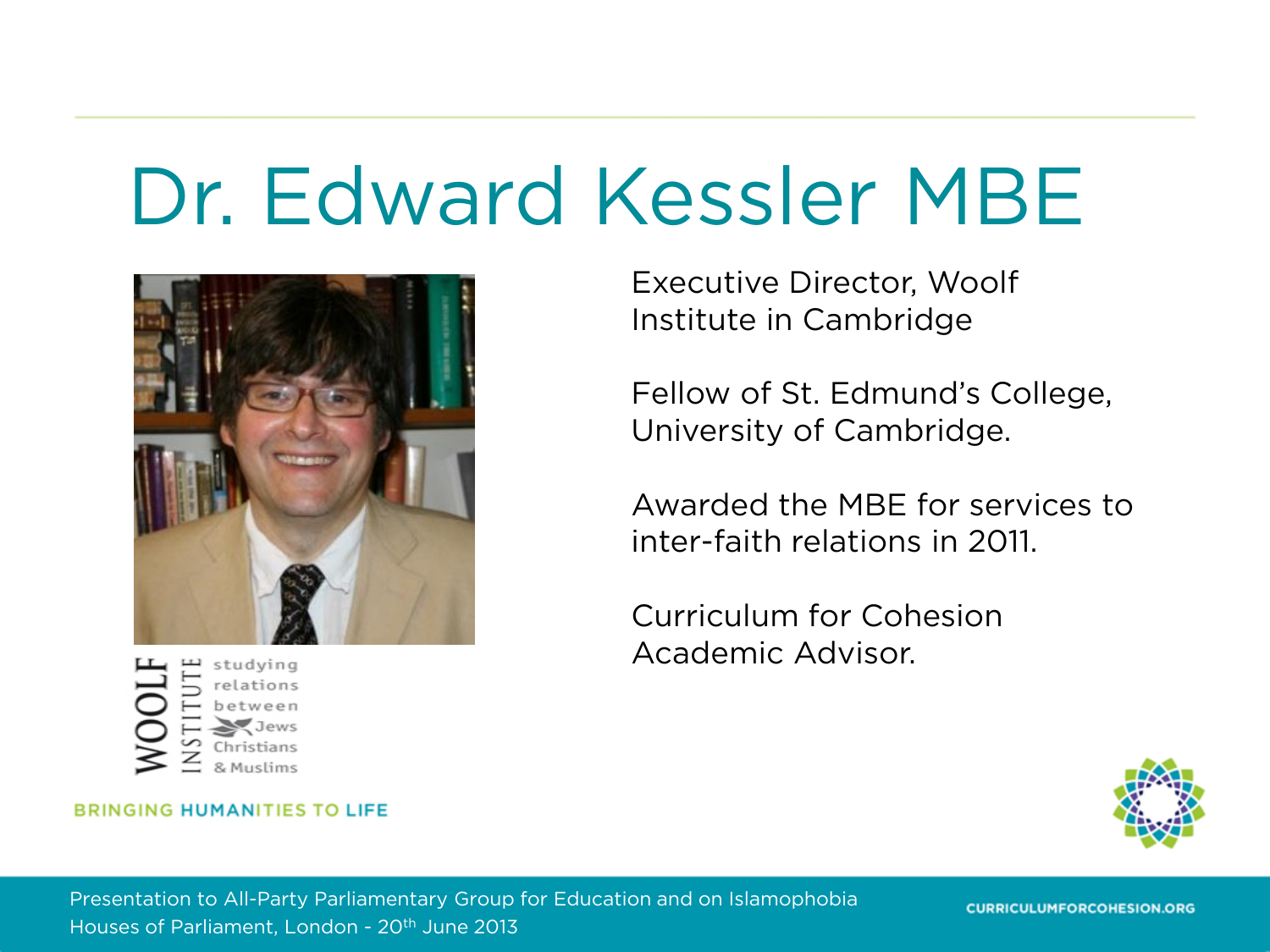# Dr. Edward Kessler MBE

Executive Director, Woolf Institute in Cambridge

Fellow of St. Edmund's College, University of Cambridge.

Awarded the MBE for services to inter-faith relations in 2011.

Curriculum for Cohesion Academic Advisor.

WOOLF INSTITUTE studying relations between Jews Christians & Muslims

BRINGING HUMANITIES TO LIFE

Presentation to All-Party Parliamentary Group for Education and on Islamophobia
Houses of Parliament, London - 20th June 2013

CURRICULUMFORCOHESION.ORG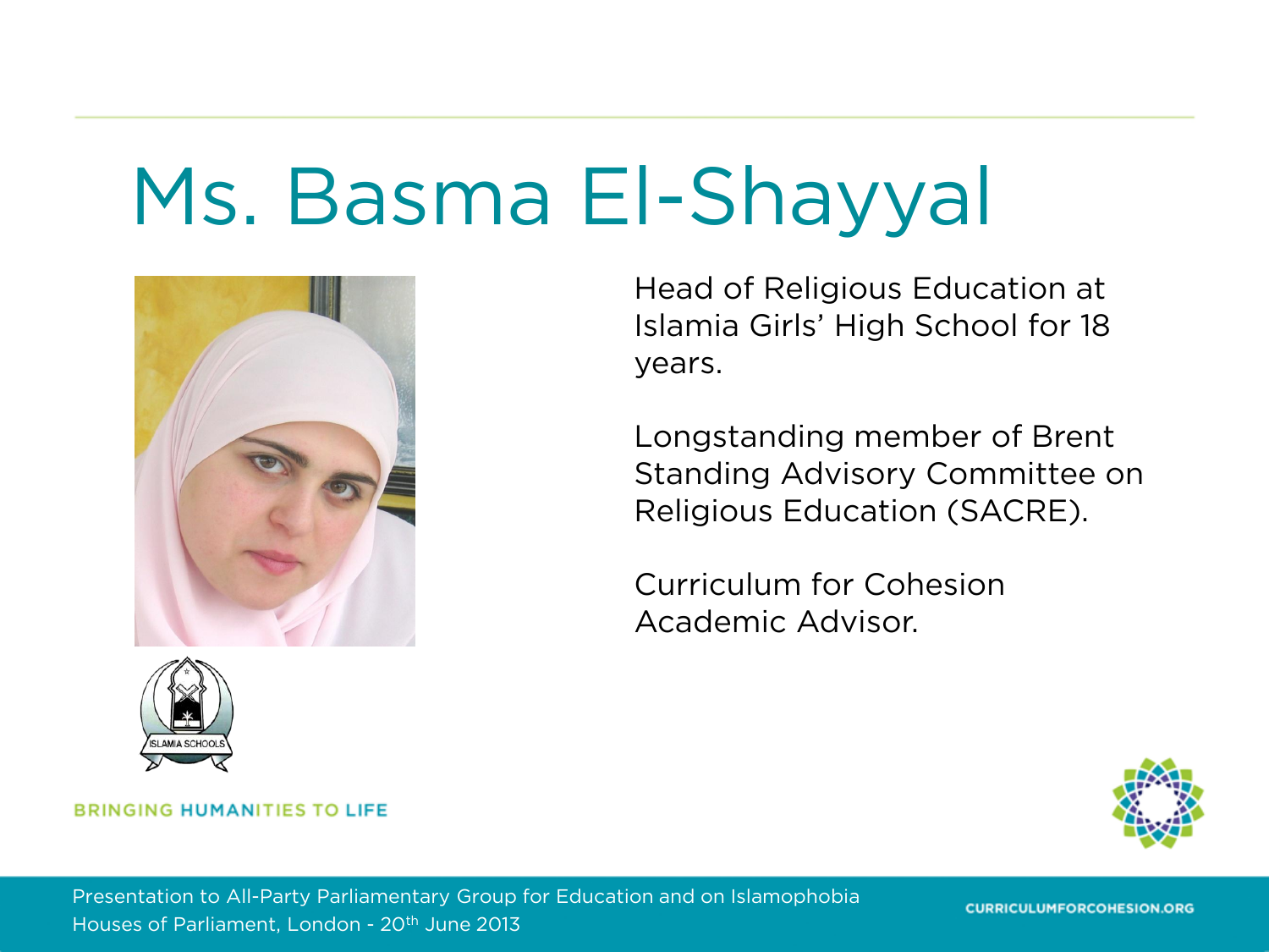# Ms. Basma El-Shayyal

Head of Religious Education at Islamia Girls' High School for 18 years.

Longstanding member of Brent Standing Advisory Committee on Religious Education (SACRE).

Curriculum for Cohesion Academic Advisor.

ISLAMIA SCHOOLS

BRINGING HUMANITIES TO LIFE

Presentation to All-Party Parliamentary Group for Education and on Islamophobia
Houses of Parliament, London - 20th June 2013

CURRICULUMFORCOHESION.ORG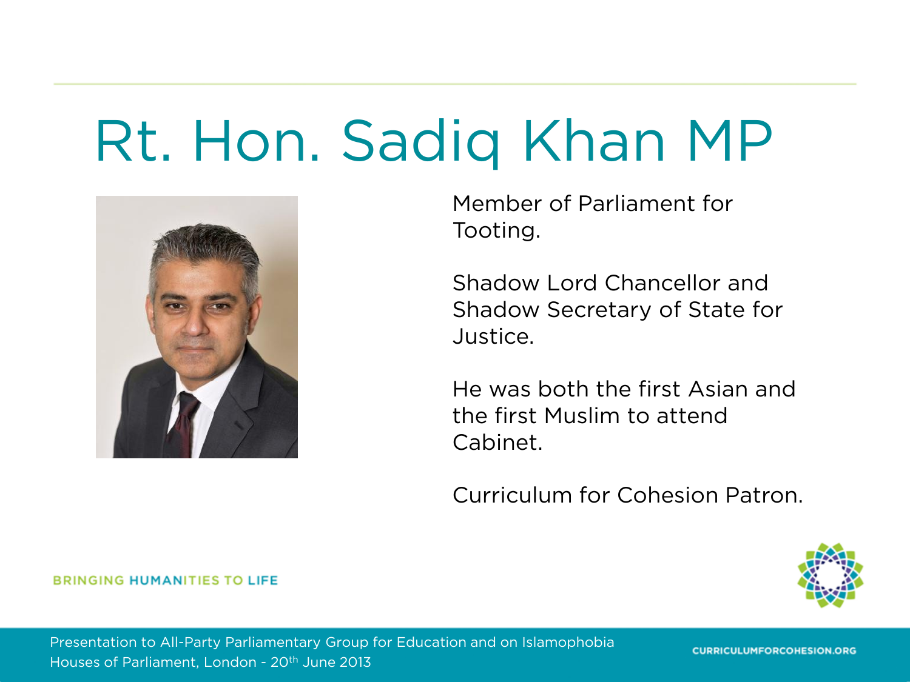# Rt. Hon. Sadiq Khan MP

Member of Parliament for Tooting.

Shadow Lord Chancellor and Shadow Secretary of State for Justice.

He was both the first Asian and the first Muslim to attend Cabinet.

Curriculum for Cohesion Patron.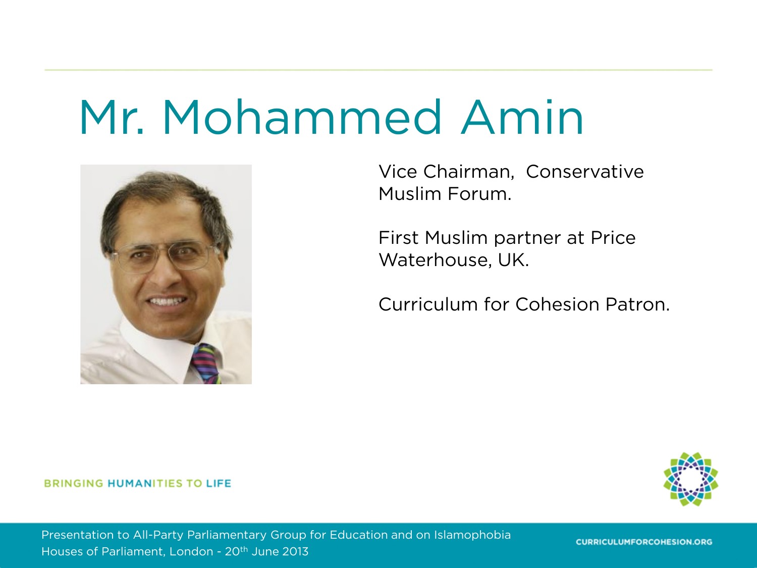# Mr. Mohammed Amin

Vice Chairman, Conservative Muslim Forum.

First Muslim partner at Price Waterhouse, UK.

Curriculum for Cohesion Patron.

BRINGING HUMANITIES TO LIFE

Presentation to All-Party Parliamentary Group for Education and on Islamophobia
Houses of Parliament, London - 20th June 2013

CURRICULUMFORCOHESION.ORG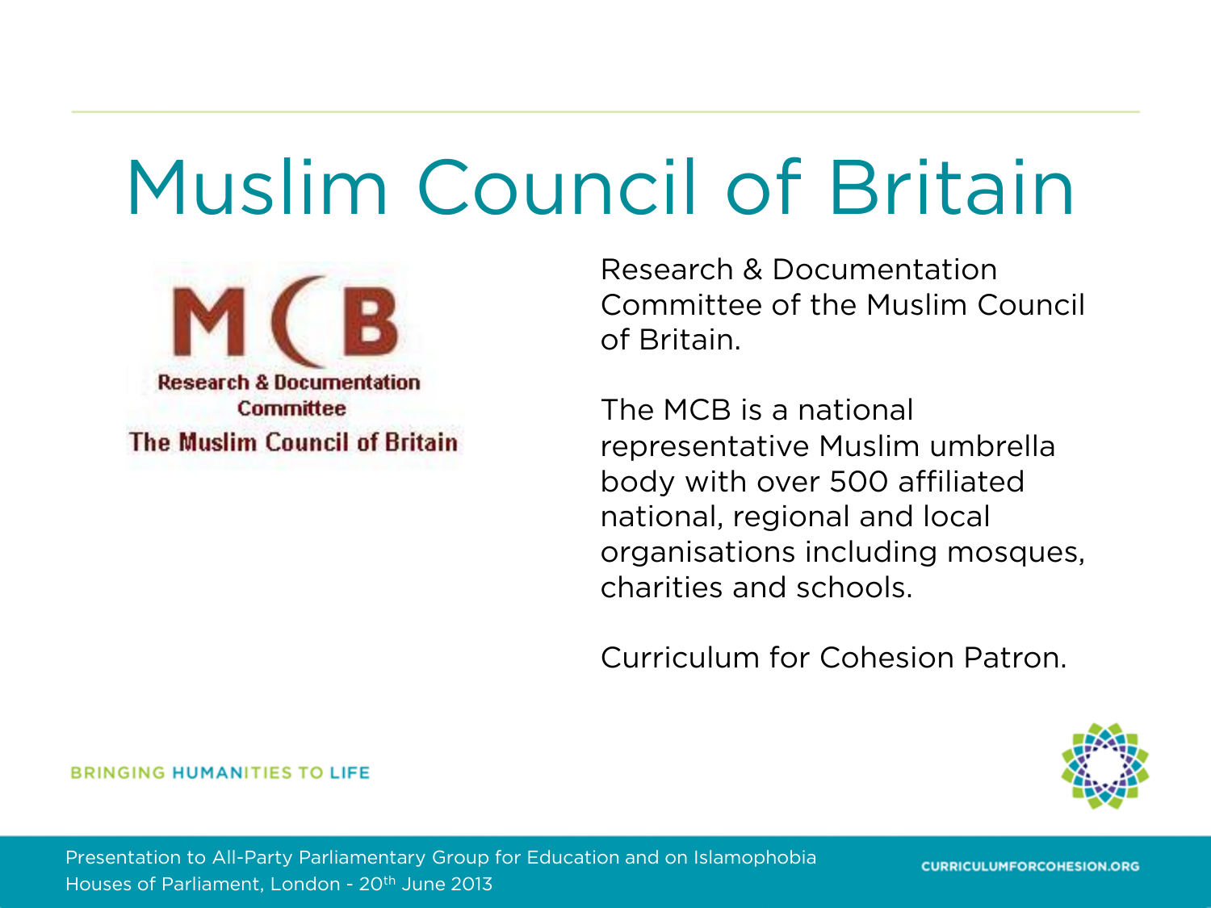# Muslim Council of Britain

Research & Documentation Committee of the Muslim Council of Britain.

The MCB is a national representative Muslim umbrella body with over 500 affiliated national, regional and local organisations including mosques, charities and schools.

Curriculum for Cohesion Patron.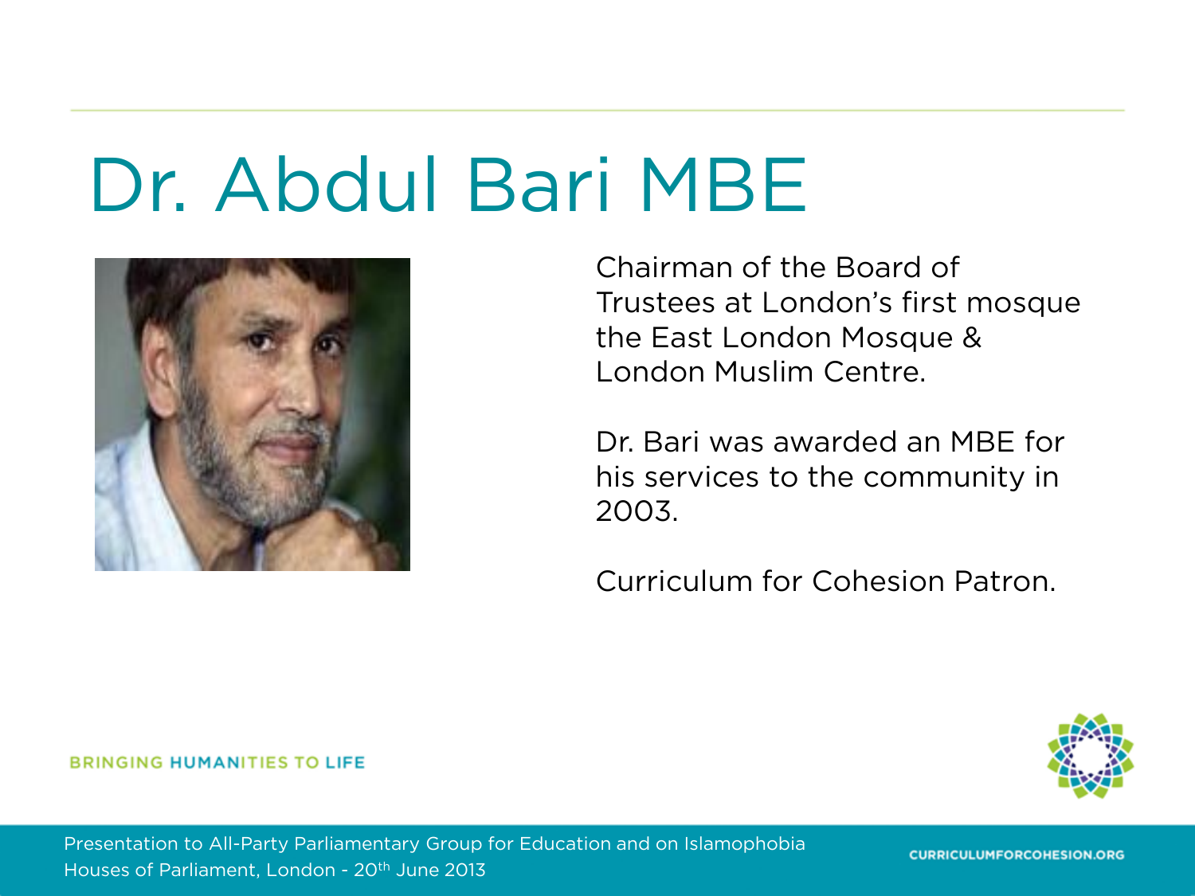# Dr. Abdul Bari MBE

Chairman of the Board of Trustees at London's first mosque the East London Mosque & London Muslim Centre.

Dr. Bari was awarded an MBE for his services to the community in 2003.

Curriculum for Cohesion Patron.

BRINGING HUMANITIES TO LIFE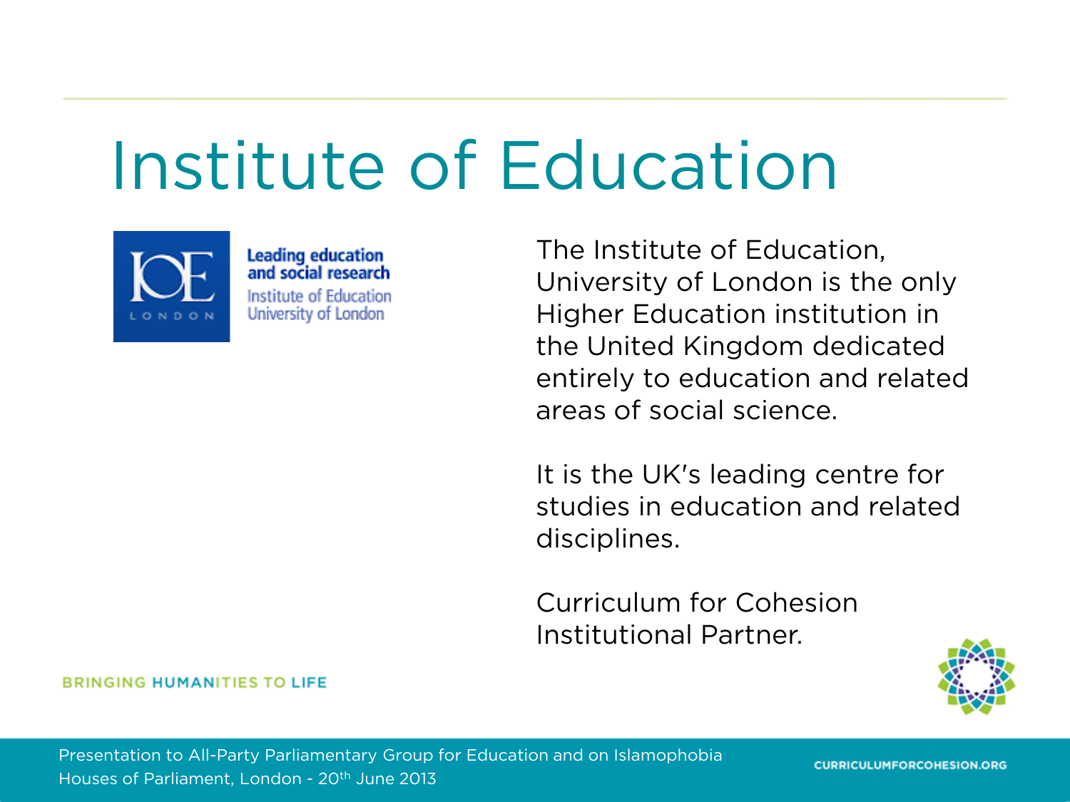# Institute of Education

Leading education and social research
Institute of Education
University of London

The Institute of Education, University of London is the only Higher Education institution in the United Kingdom dedicated entirely to education and related areas of social science.

It is the UK's leading centre for studies in education and related disciplines.

Curriculum for Cohesion Institutional Partner.

BRINGING HUMANITIES TO LIFE

Presentation to All-Party Parliamentary Group for Education and on Islamophobia
Houses of Parliament, London - 20th June 2013

CURRICULUMFORCOHESION.ORG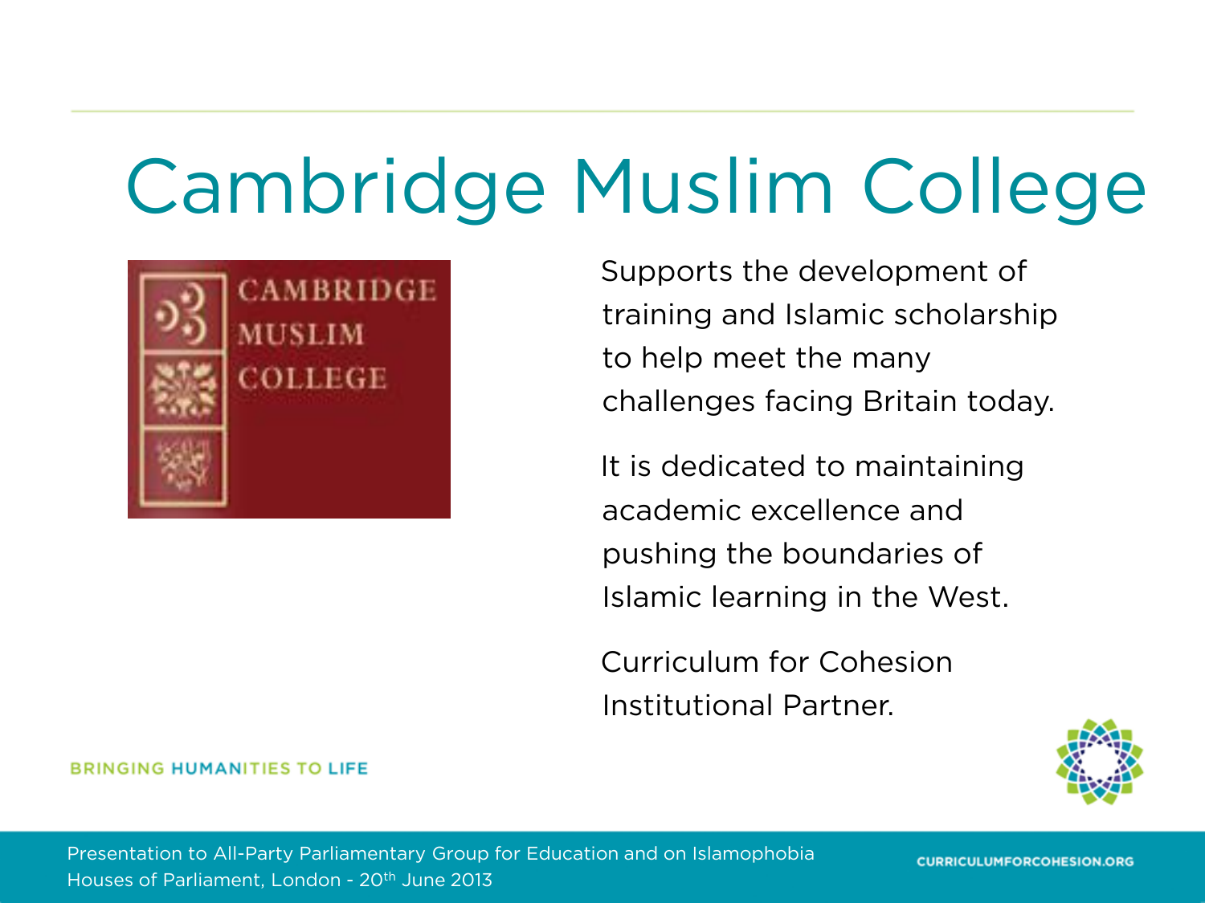# Cambridge Muslim College

Supports the development of training and Islamic scholarship to help meet the many challenges facing Britain today.

It is dedicated to maintaining academic excellence and pushing the boundaries of Islamic learning in the West.

Curriculum for Cohesion Institutional Partner.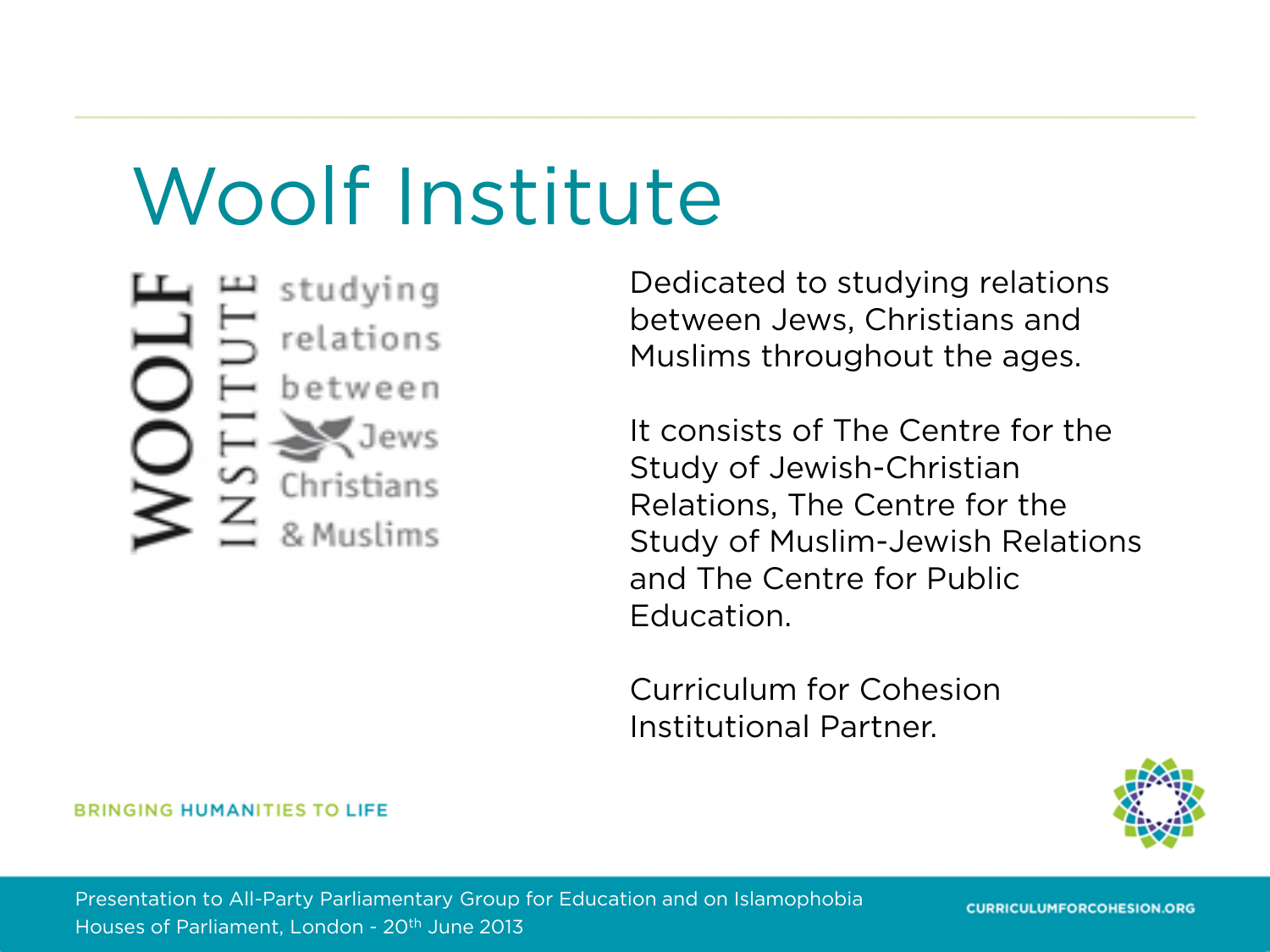# Woolf Institute

Dedicated to studying relations between Jews, Christians and Muslims throughout the ages.

It consists of The Centre for the Study of Jewish-Christian Relations, The Centre for the Study of Muslim-Jewish Relations and The Centre for Public Education.

Curriculum for Cohesion Institutional Partner.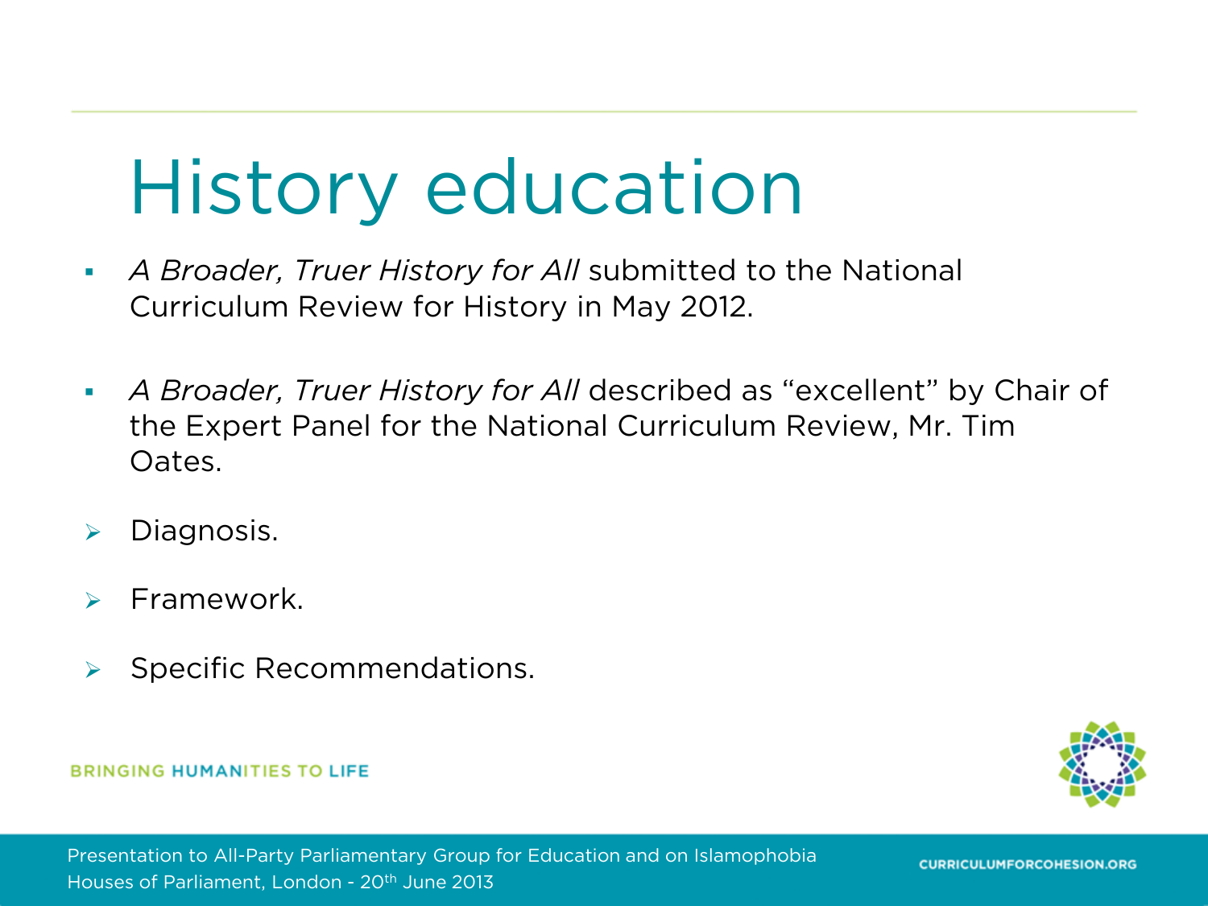# History education

- *A Broader, Truer History for All* submitted to the National Curriculum Review for History in May 2012.
- *A Broader, Truer History for All* described as "excellent" by Chair of the Expert Panel for the National Curriculum Review, Mr. Tim Oates.
  - Diagnosis.
  - Framework.
  - Specific Recommendations.

BRINGING HUMANITIES TO LIFE

Presentation to All-Party Parliamentary Group for Education and on Islamophobia
Houses of Parliament, London - 20th June 2013

CURRICULUMFORCOHESION.ORG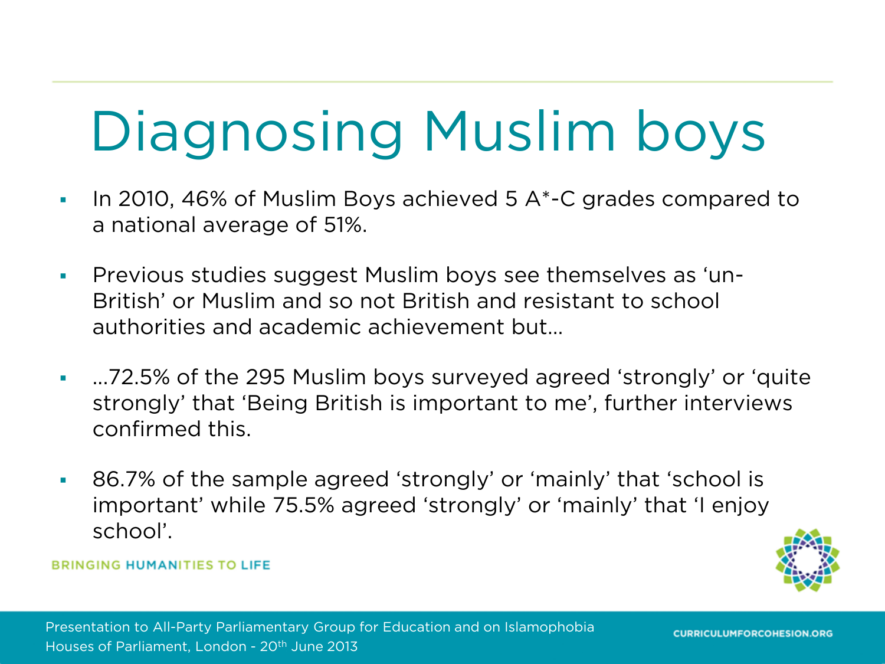# Diagnosing Muslim boys

- In 2010, 46% of Muslim Boys achieved 5 A*-C grades compared to a national average of 51%.
- Previous studies suggest Muslim boys see themselves as 'un-British' or Muslim and so not British and resistant to school authorities and academic achievement but…
- …72.5% of the 295 Muslim boys surveyed agreed 'strongly' or 'quite strongly' that 'Being British is important to me', further interviews confirmed this.
- 86.7% of the sample agreed 'strongly' or 'mainly' that 'school is important' while 75.5% agreed 'strongly' or 'mainly' that 'I enjoy school'.

BRINGING HUMANITIES TO LIFE

Presentation to All-Party Parliamentary Group for Education and on Islamophobia
Houses of Parliament, London - 20th June 2013

CURRICULUMFORCOHESION.ORG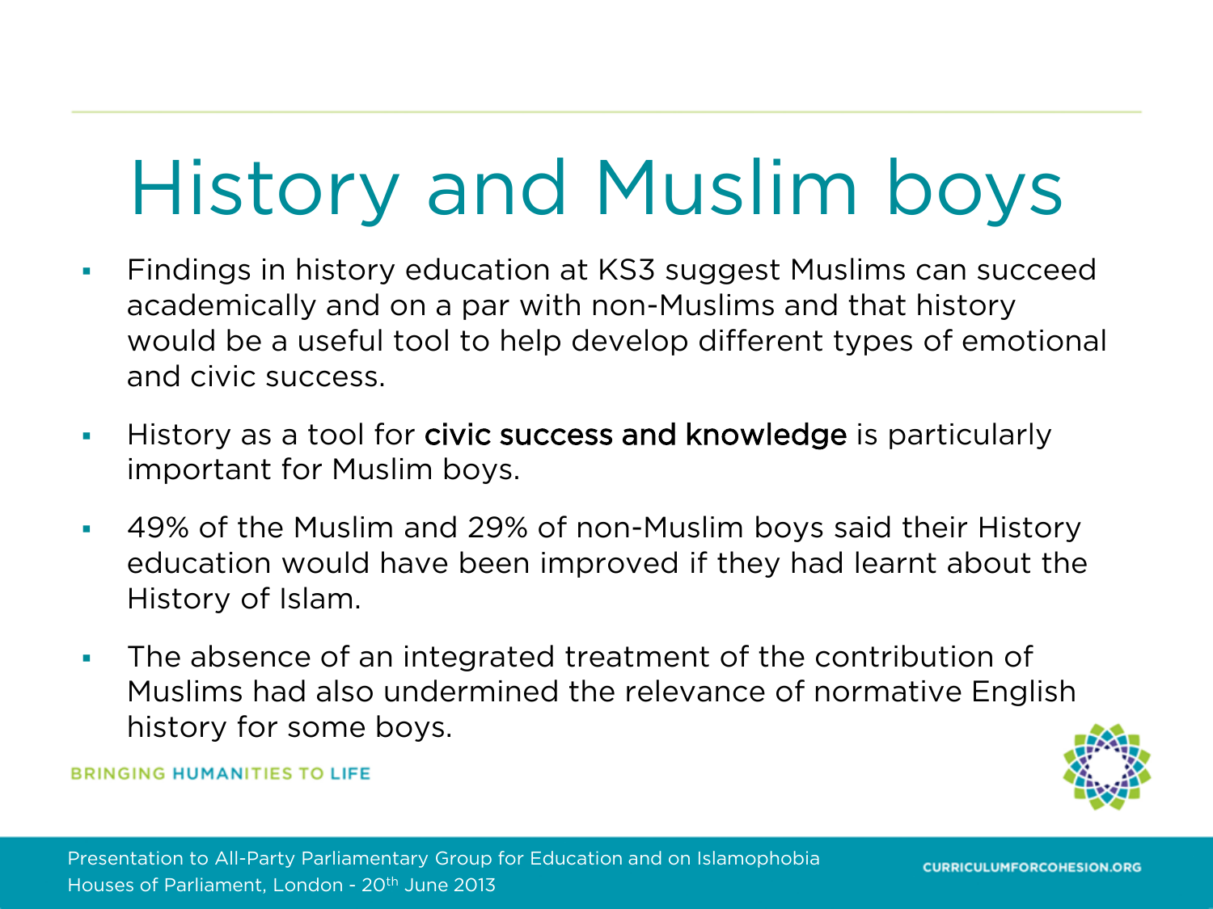# History and Muslim boys

- Findings in history education at KS3 suggest Muslims can succeed academically and on a par with non-Muslims and that history would be a useful tool to help develop different types of emotional and civic success.
- History as a tool for **civic success and knowledge** is particularly important for Muslim boys.
- 49% of the Muslim and 29% of non-Muslim boys said their History education would have been improved if they had learnt about the History of Islam.
- The absence of an integrated treatment of the contribution of Muslims had also undermined the relevance of normative English history for some boys.

BRINGING HUMANITIES TO LIFE

Presentation to All-Party Parliamentary Group for Education and on Islamophobia
Houses of Parliament, London - 20th June 2013

CURRICULUMFORCOHESION.ORG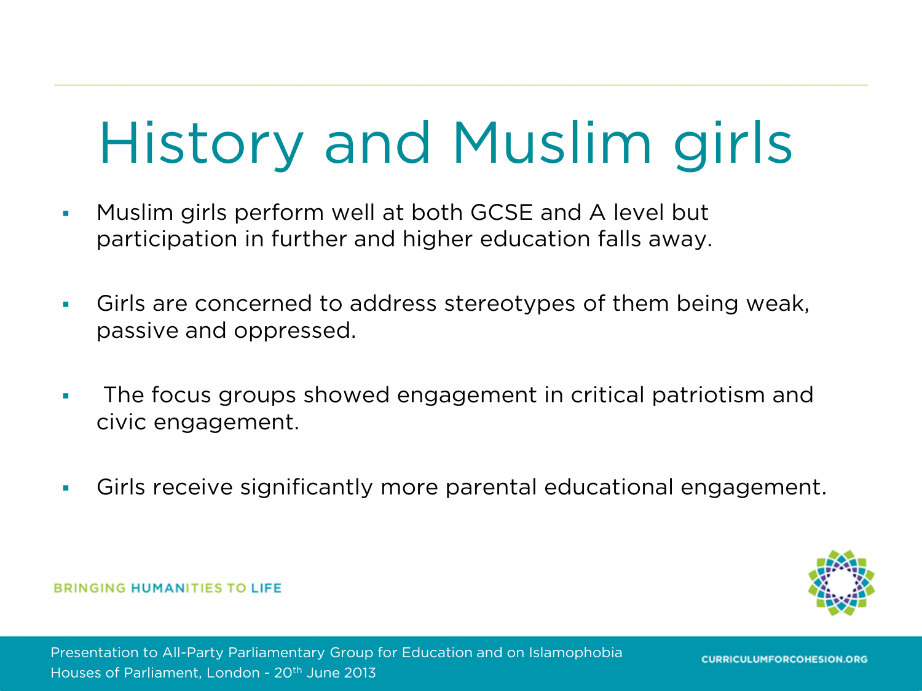# History and Muslim girls

- Muslim girls perform well at both GCSE and A level but participation in further and higher education falls away.
- Girls are concerned to address stereotypes of them being weak, passive and oppressed.
- The focus groups showed engagement in critical patriotism and civic engagement.
- Girls receive significantly more parental educational engagement.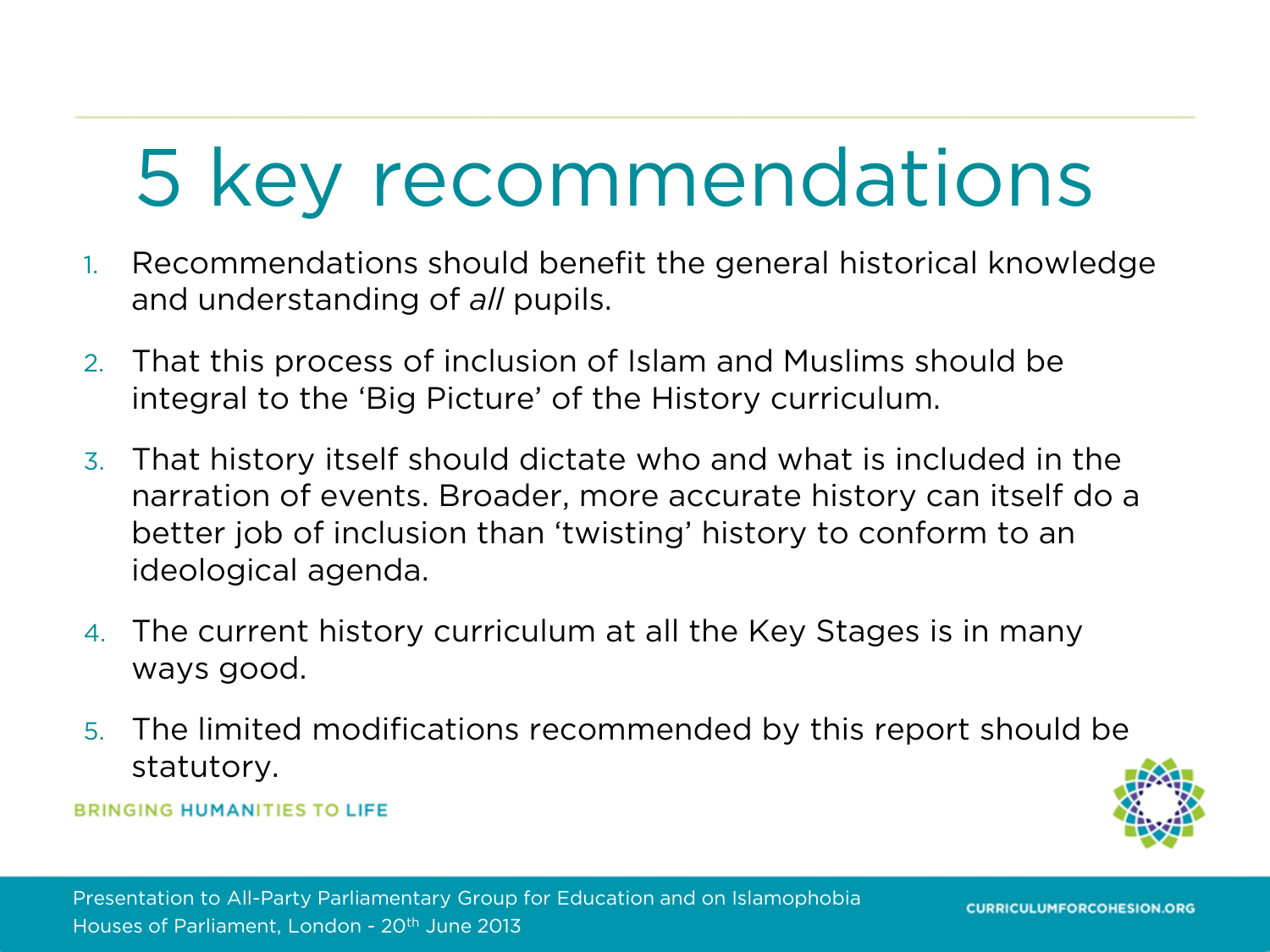# 5 key recommendations

1. Recommendations should benefit the general historical knowledge and understanding of *all* pupils.
2. That this process of inclusion of Islam and Muslims should be integral to the 'Big Picture' of the History curriculum.
3. That history itself should dictate who and what is included in the narration of events. Broader, more accurate history can itself do a better job of inclusion than 'twisting' history to conform to an ideological agenda.
4. The current history curriculum at all the Key Stages is in many ways good.
5. The limited modifications recommended by this report should be statutory.

BRINGING HUMANITIES TO LIFE

Presentation to All-Party Parliamentary Group for Education and on Islamophobia
Houses of Parliament, London - 20th June 2013

CURRICULUMFORCOHESION.ORG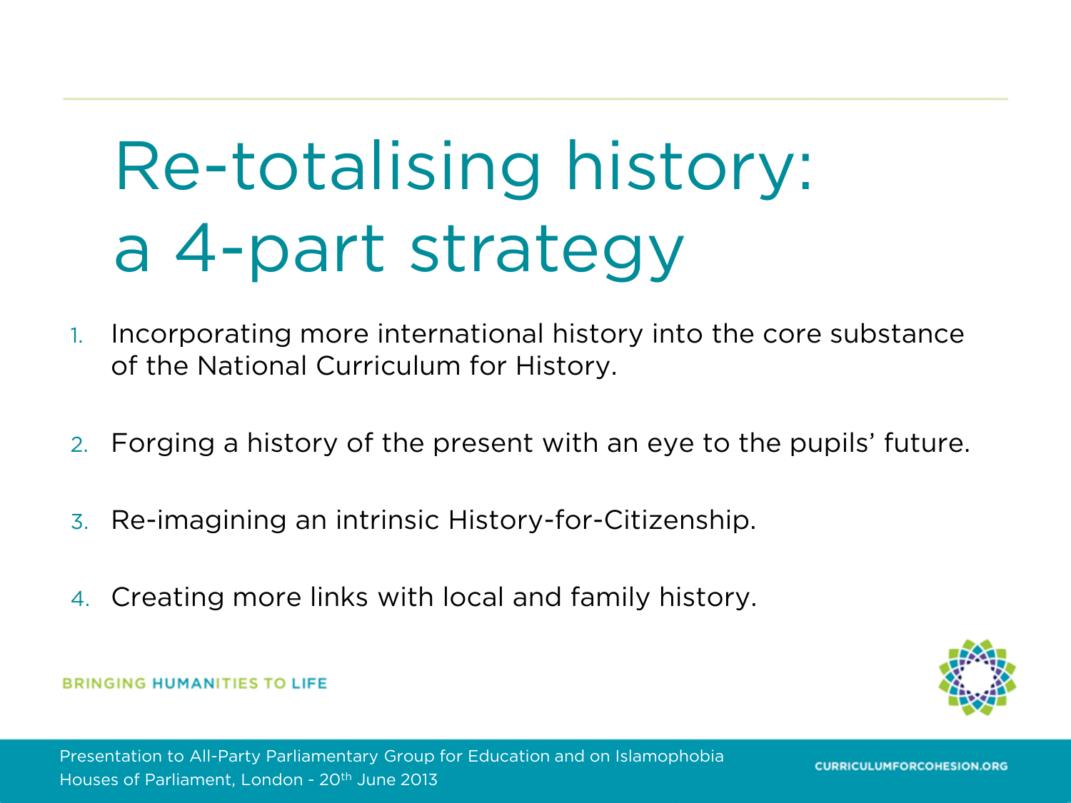# Re-totalising history: a 4-part strategy

1. Incorporating more international history into the core substance of the National Curriculum for History.
2. Forging a history of the present with an eye to the pupils' future.
3. Re-imagining an intrinsic History-for-Citizenship.
4. Creating more links with local and family history.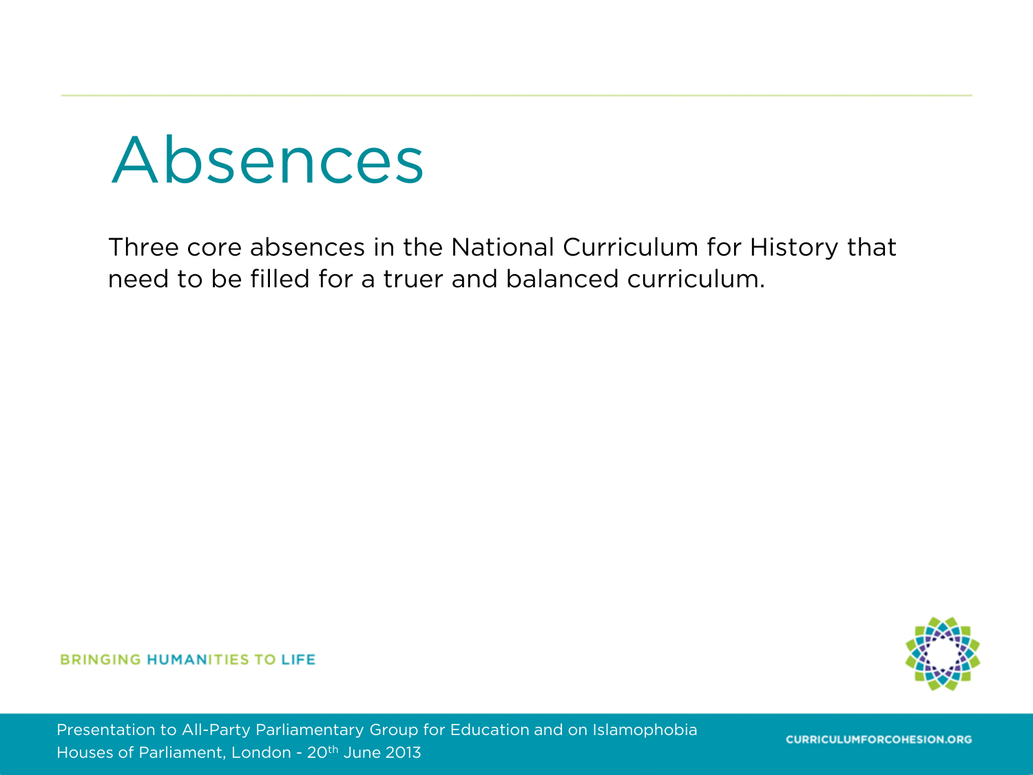# Absences

Three core absences in the National Curriculum for History that need to be filled for a truer and balanced curriculum.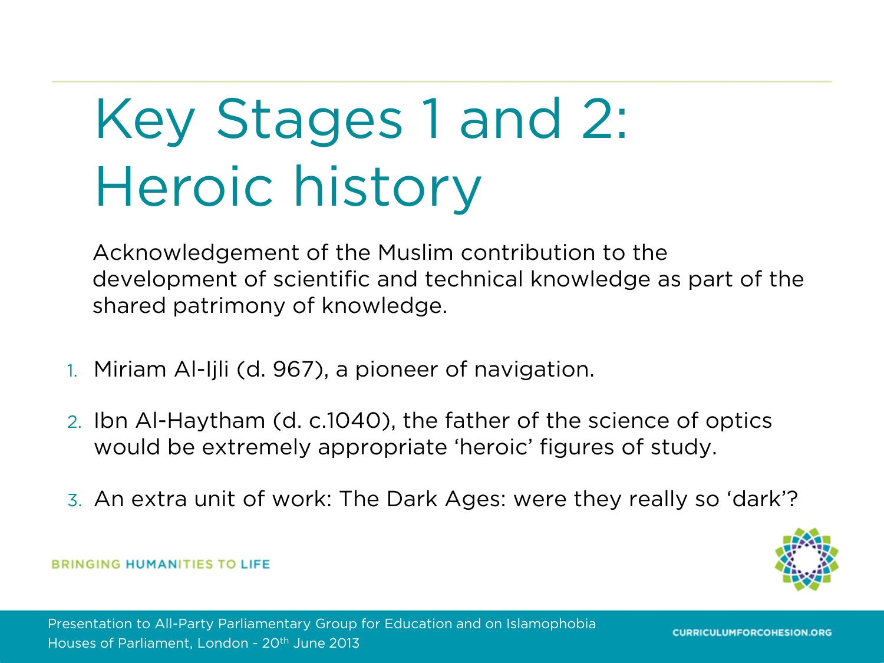# Key Stages 1 and 2: Heroic history

Acknowledgement of the Muslim contribution to the development of scientific and technical knowledge as part of the shared patrimony of knowledge.

1. Miriam Al-Ijli (d. 967), a pioneer of navigation.
2. Ibn Al-Haytham (d. c.1040), the father of the science of optics would be extremely appropriate 'heroic' figures of study.
3. An extra unit of work: The Dark Ages: were they really so 'dark'?

BRINGING HUMANITIES TO LIFE

Presentation to All-Party Parliamentary Group for Education and on Islamophobia
Houses of Parliament, London - 20th June 2013

CURRICULUMFORCOHESION.ORG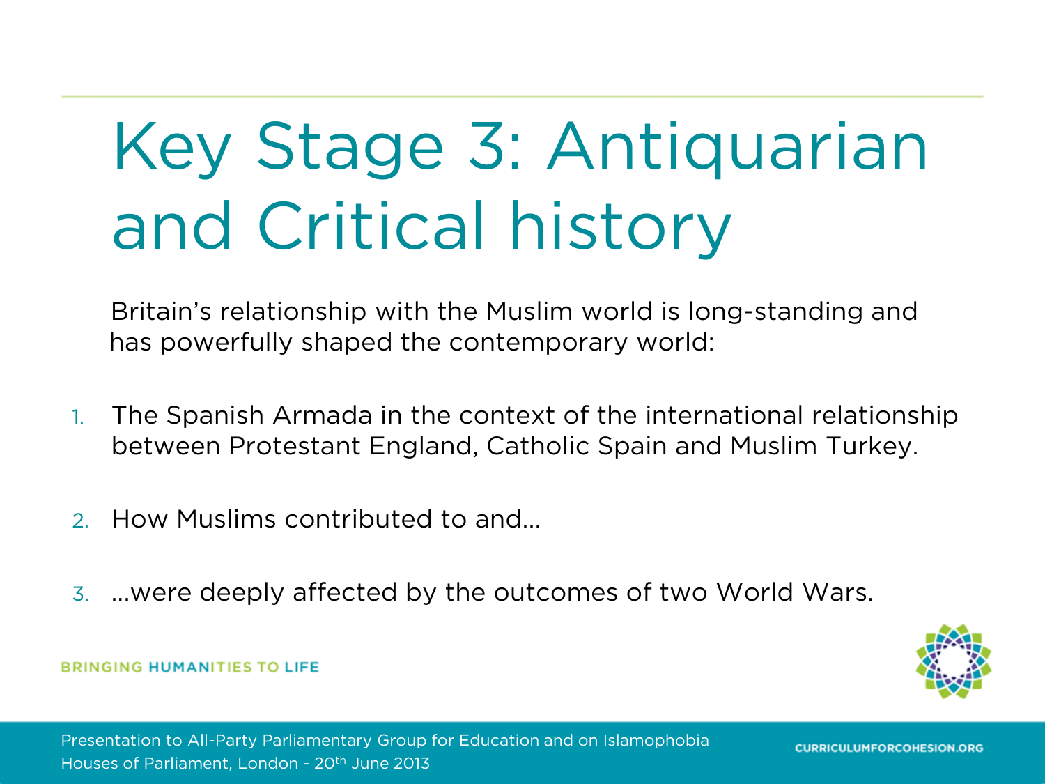# Key Stage 3: Antiquarian and Critical history

Britain's relationship with the Muslim world is long-standing and has powerfully shaped the contemporary world:

1. The Spanish Armada in the context of the international relationship between Protestant England, Catholic Spain and Muslim Turkey.
2. How Muslims contributed to and…
3. …were deeply affected by the outcomes of two World Wars.

BRINGING HUMANITIES TO LIFE

Presentation to All-Party Parliamentary Group for Education and on Islamophobia
Houses of Parliament, London - 20th June 2013

CURRICULUMFORCOHESION.ORG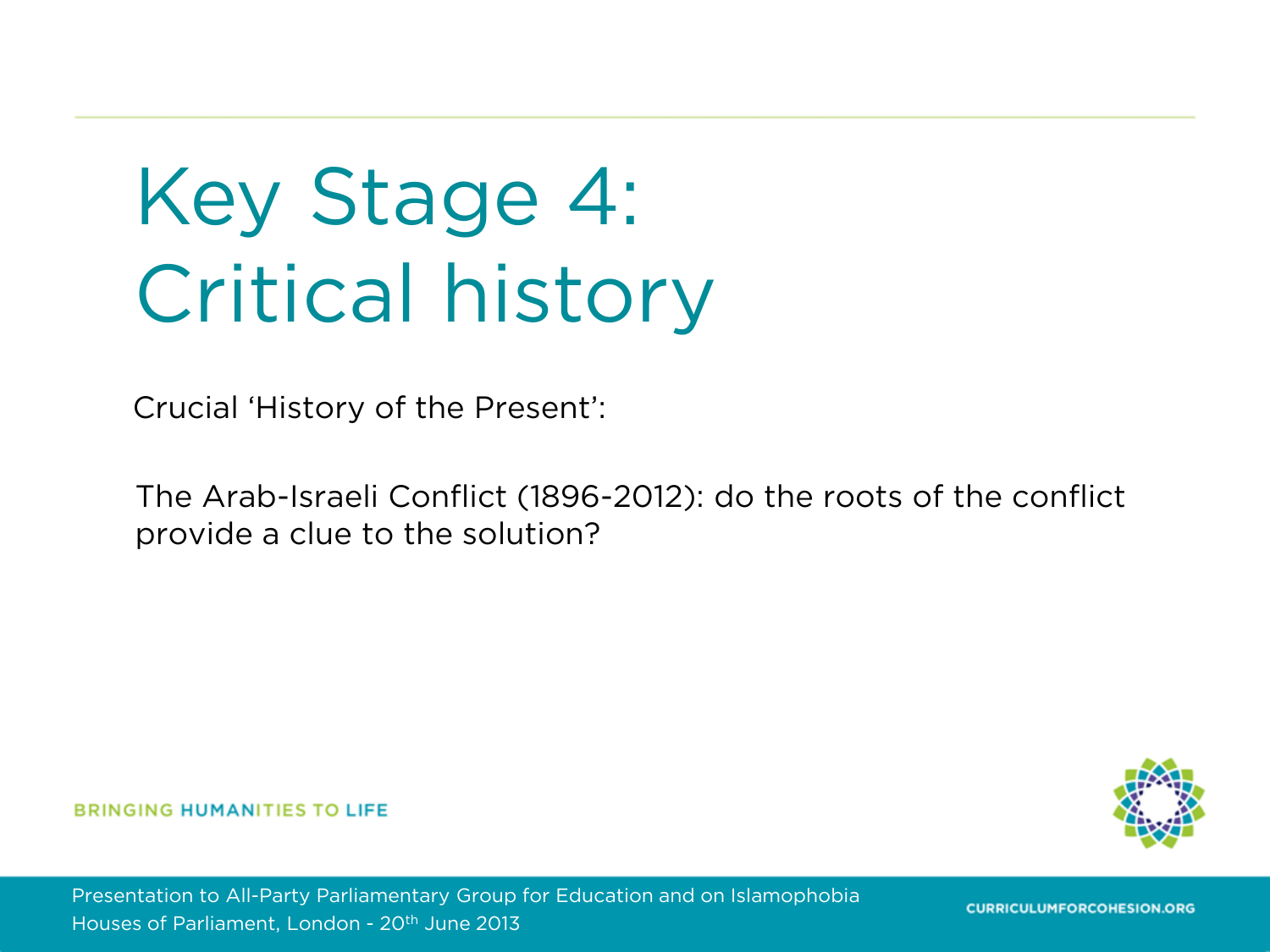# Key Stage 4: Critical history

Crucial 'History of the Present':

The Arab-Israeli Conflict (1896-2012): do the roots of the conflict provide a clue to the solution?

BRINGING HUMANITIES TO LIFE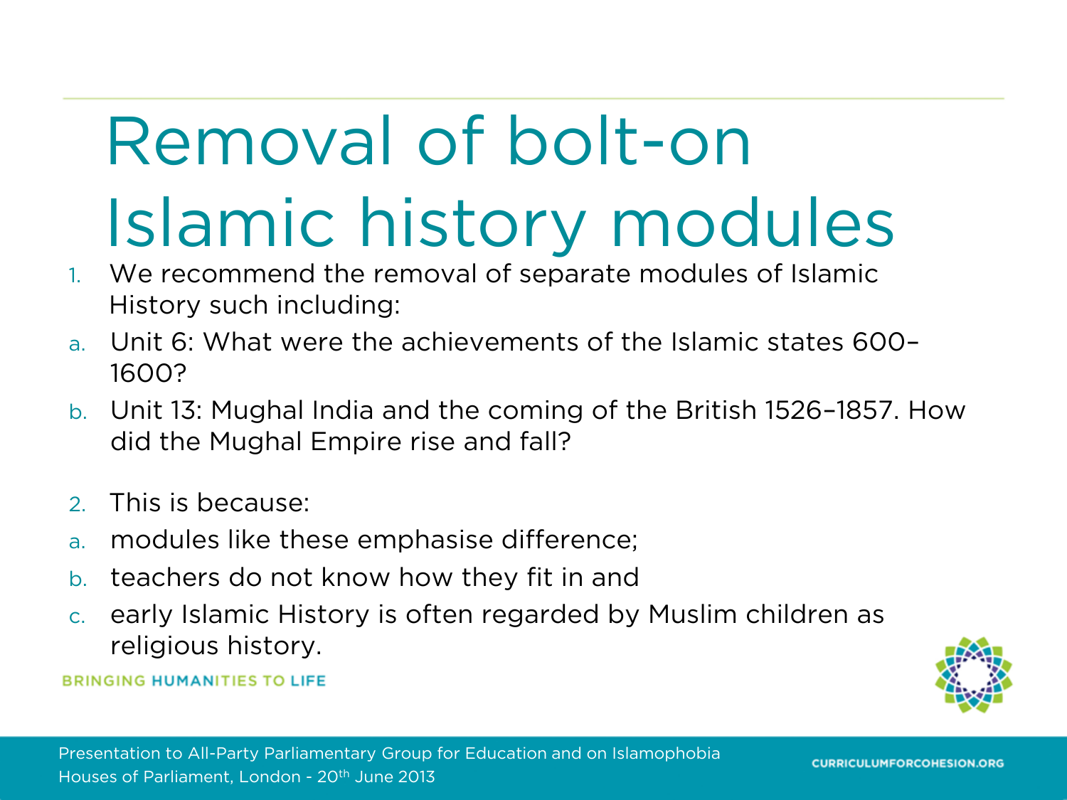# Removal of bolt-on Islamic history modules

1. We recommend the removal of separate modules of Islamic History such including:
   a. Unit 6: What were the achievements of the Islamic states 600–1600?
   b. Unit 13: Mughal India and the coming of the British 1526–1857. How did the Mughal Empire rise and fall?

2. This is because:
   a. modules like these emphasise difference;
   b. teachers do not know how they fit in and
   c. early Islamic History is often regarded by Muslim children as religious history.

BRINGING HUMANITIES TO LIFE

Presentation to All-Party Parliamentary Group for Education and on Islamophobia
Houses of Parliament, London - 20th June 2013

CURRICULUMFORCOHESION.ORG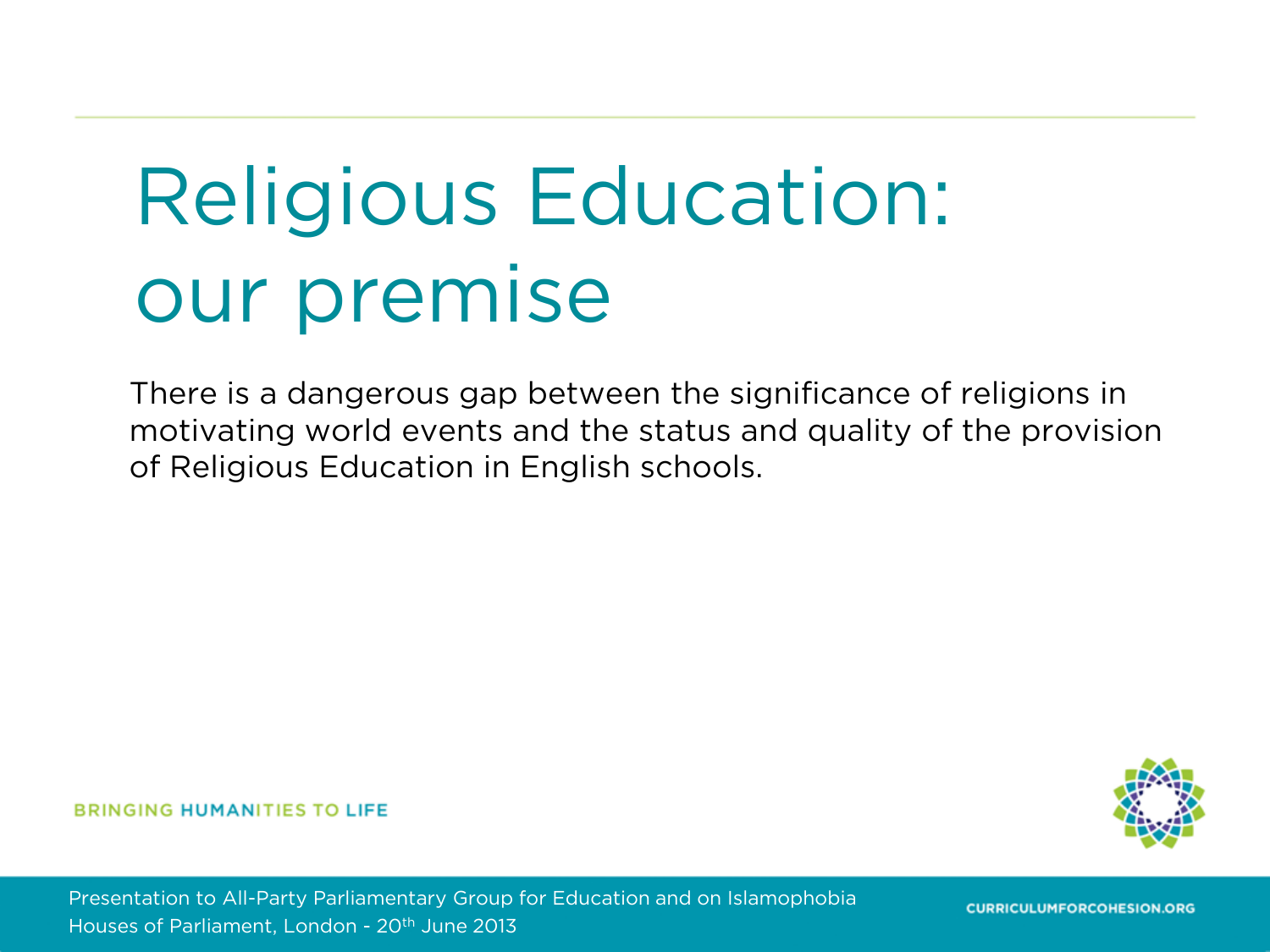# Religious Education: our premise

There is a dangerous gap between the significance of religions in motivating world events and the status and quality of the provision of Religious Education in English schools.

BRINGING HUMANITIES TO LIFE

Presentation to All-Party Parliamentary Group for Education and on Islamophobia
Houses of Parliament, London - 20th June 2013

CURRICULUMFORCOHESION.ORG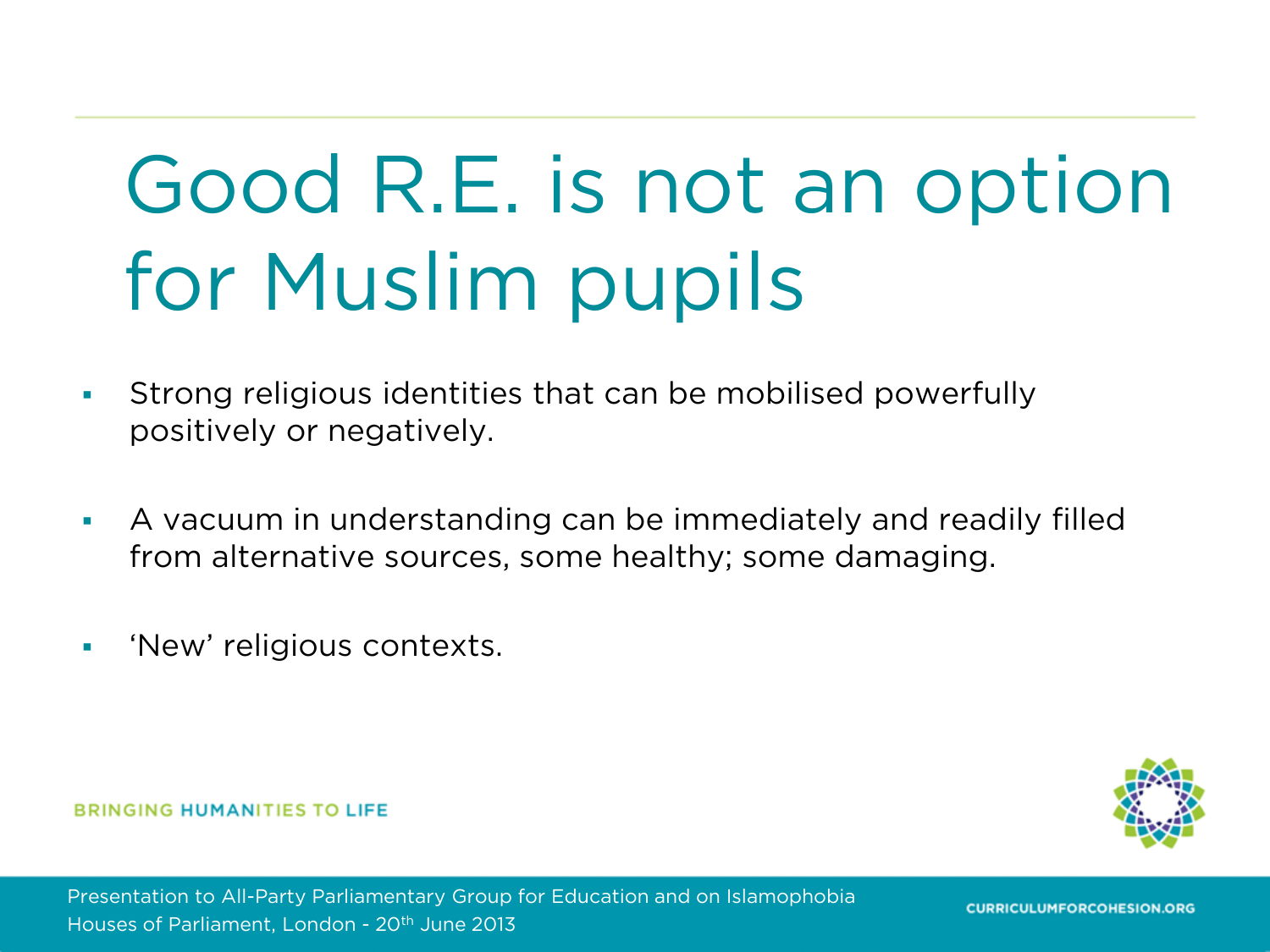# Good R.E. is not an option for Muslim pupils

- Strong religious identities that can be mobilised powerfully positively or negatively.
- A vacuum in understanding can be immediately and readily filled from alternative sources, some healthy; some damaging.
- 'New' religious contexts.

BRINGING HUMANITIES TO LIFE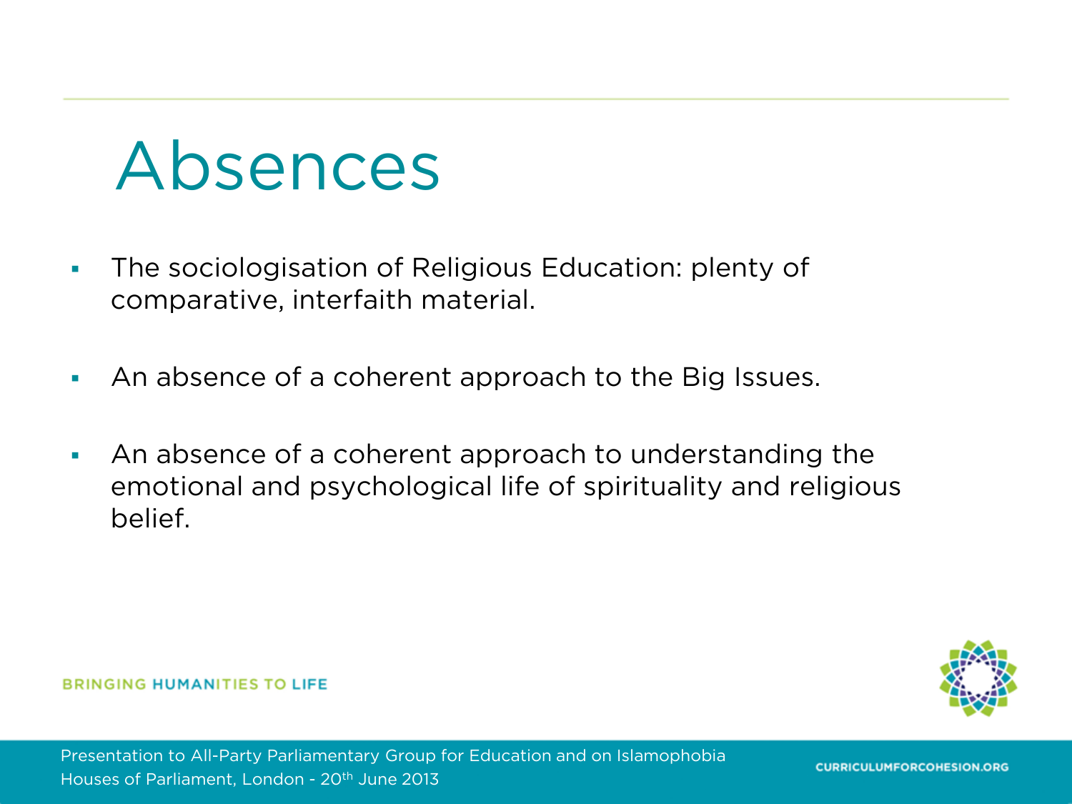# Absences

- The sociologisation of Religious Education: plenty of comparative, interfaith material.
- An absence of a coherent approach to the Big Issues.
- An absence of a coherent approach to understanding the emotional and psychological life of spirituality and religious belief.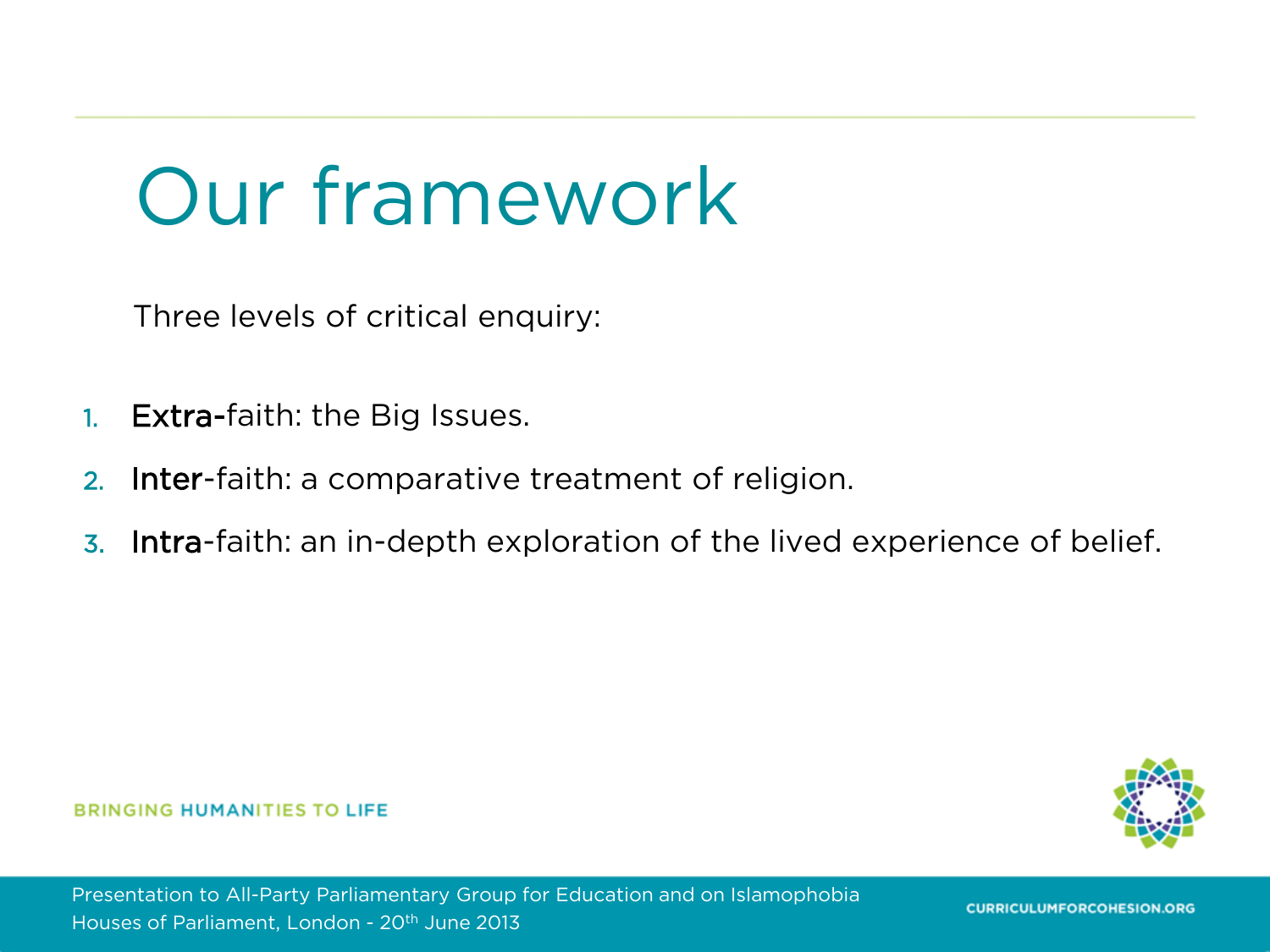# Our framework

Three levels of critical enquiry:

1. **Extra-**faith: the Big Issues.
2. **Inter**-faith: a comparative treatment of religion.
3. **Intra**-faith: an in-depth exploration of the lived experience of belief.

BRINGING HUMANITIES TO LIFE

Presentation to All-Party Parliamentary Group for Education and on Islamophobia
Houses of Parliament, London - 20th June 2013

CURRICULUMFORCOHESION.ORG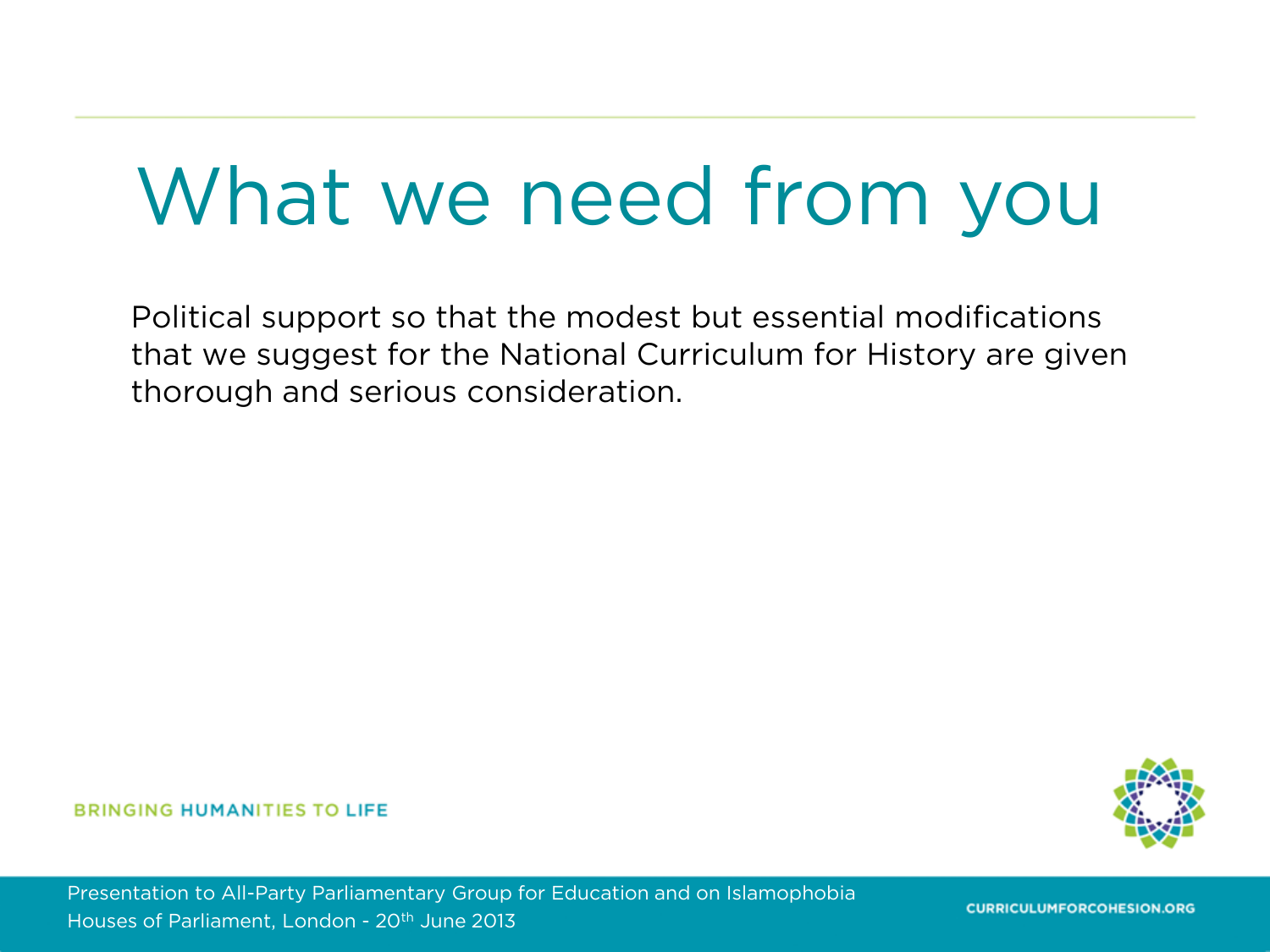# What we need from you

Political support so that the modest but essential modifications that we suggest for the National Curriculum for History are given thorough and serious consideration.

BRINGING HUMANITIES TO LIFE

Presentation to All-Party Parliamentary Group for Education and on Islamophobia
Houses of Parliament, London - 20th June 2013

CURRICULUMFORCOHESION.ORG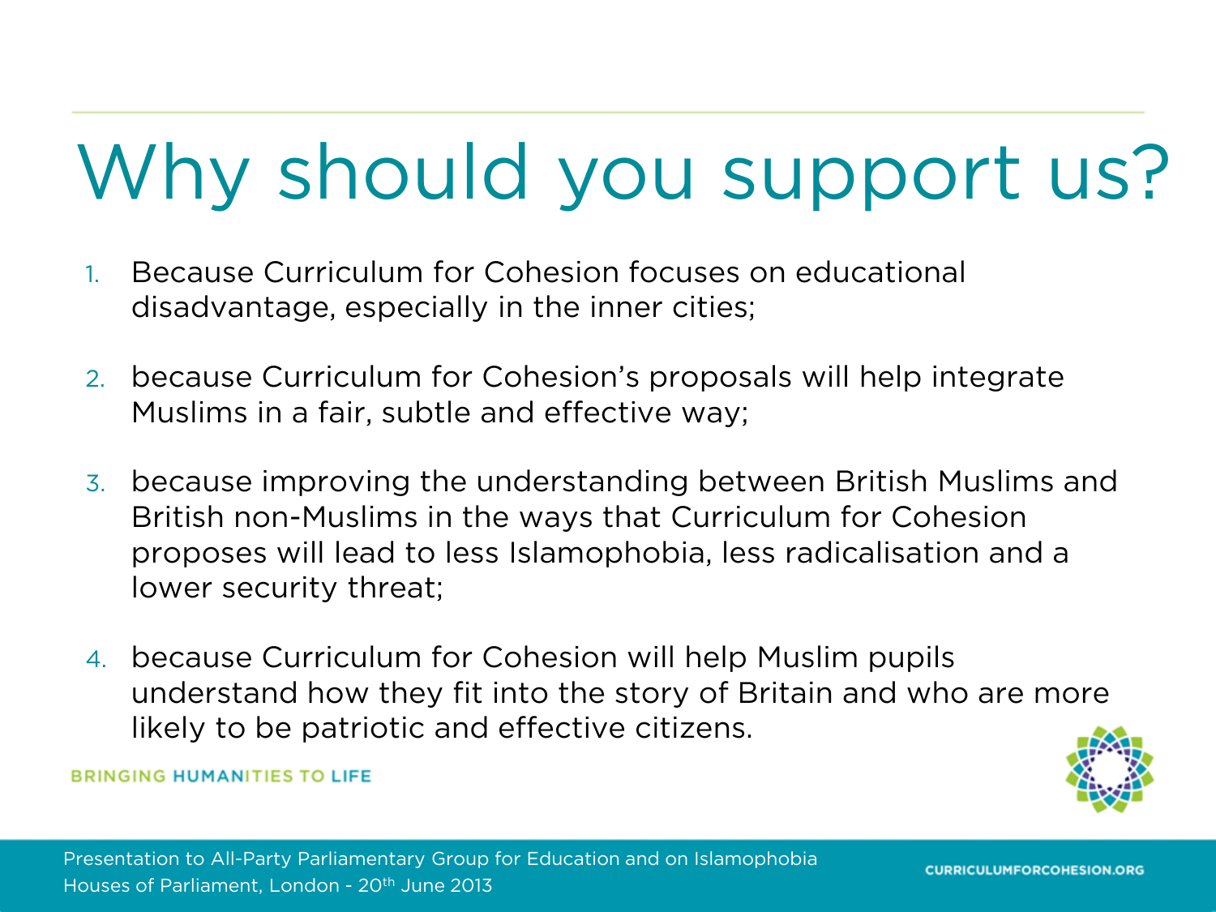# Why should you support us?

1. Because Curriculum for Cohesion focuses on educational disadvantage, especially in the inner cities;

2. because Curriculum for Cohesion's proposals will help integrate Muslims in a fair, subtle and effective way;

3. because improving the understanding between British Muslims and British non-Muslims in the ways that Curriculum for Cohesion proposes will lead to less Islamophobia, less radicalisation and a lower security threat;

4. because Curriculum for Cohesion will help Muslim pupils understand how they fit into the story of Britain and who are more likely to be patriotic and effective citizens.

BRINGING HUMANITIES TO LIFE

Presentation to All-Party Parliamentary Group for Education and on Islamophobia
Houses of Parliament, London - 20th June 2013

CURRICULUMFORCOHESION.ORG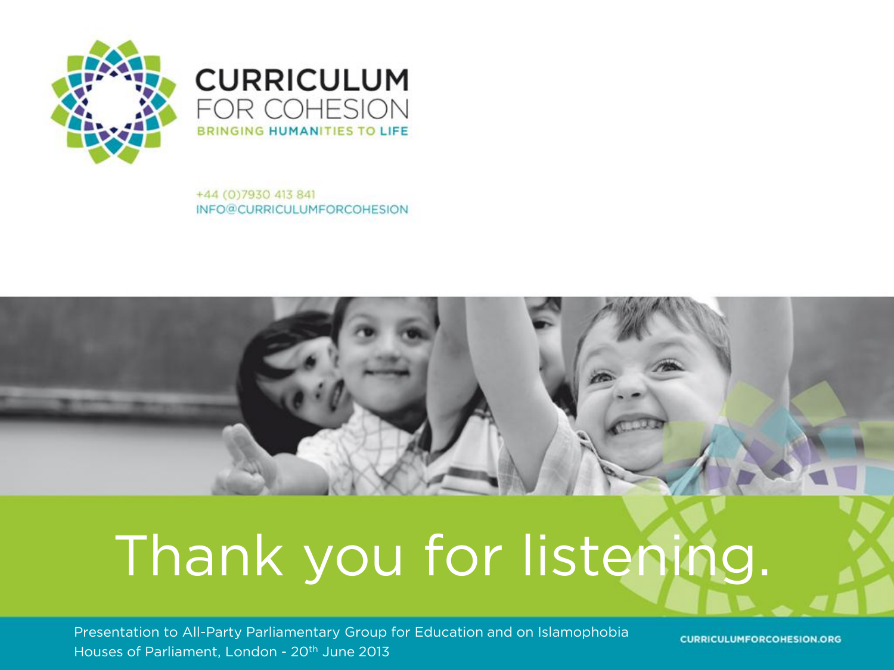CURRICULUM
FOR COHESION
BRINGING HUMANITIES TO LIFE

+44 (0)7930 413 841
INFO@CURRICULUMFORCOHESION

# Thank you for listening.

Presentation to All-Party Parliamentary Group for Education and on Islamophobia
Houses of Parliament, London - 20th June 2013

CURRICULUMFORCOHESION.ORG